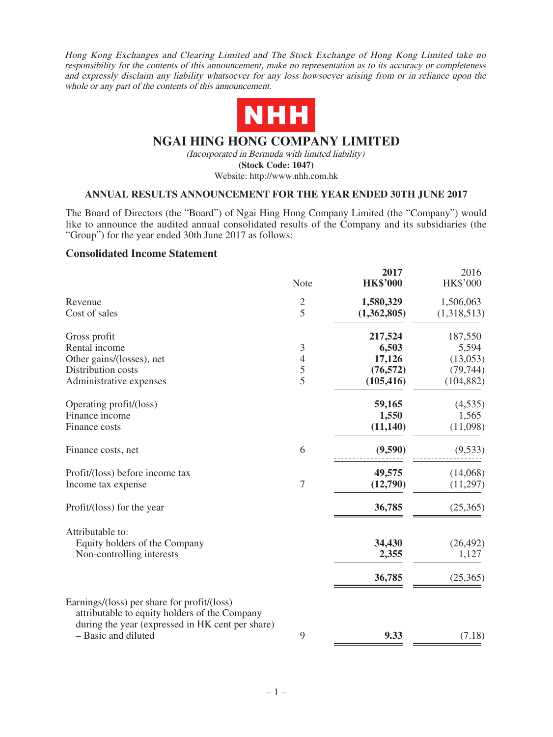*Hong Kong Exchanges and Clearing Limited and The Stock Exchange of Hong Kong Limited take no responsibility for the contents of this announcement, make no representation as to its accuracy or completeness and expressly disclaim any liability whatsoever for any loss howsoever arising from or in reliance upon the whole or any part of the contents of this announcement.*

NHH

# NGAI HING HONG COMPANY LIMITED

*(Incorporated in Bermuda with limited liability)*

**(Stock Code: 1047)**

Website: http://www.nhh.com.hk

## ANNUAL RESULTS ANNOUNCEMENT FOR THE YEAR ENDED 30TH JUNE 2017

The Board of Directors (the "Board") of Ngai Hing Hong Company Limited (the "Company") would like to announce the audited annual consolidated results of the Company and its subsidiaries (the "Group") for the year ended 30th June 2017 as follows:

### Consolidated Income Statement

| | Note | **2017 HK$'000** | 2016 HK$'000 |
|---|---|---|---|
| Revenue | 2 | **1,580,329** | 1,506,063 |
| Cost of sales | 5 | **(1,362,805)** | (1,318,513) |
| Gross profit | | **217,524** | 187,550 |
| Rental income | 3 | **6,503** | 5,594 |
| Other gains/(losses), net | 4 | **17,126** | (13,053) |
| Distribution costs | 5 | **(76,572)** | (79,744) |
| Administrative expenses | 5 | **(105,416)** | (104,882) |
| Operating profit/(loss) | | **59,165** | (4,535) |
| Finance income | | **1,550** | 1,565 |
| Finance costs | | **(11,140)** | (11,098) |
| Finance costs, net | 6 | **(9,590)** | (9,533) |
| Profit/(loss) before income tax | | **49,575** | (14,068) |
| Income tax expense | 7 | **(12,790)** | (11,297) |
| Profit/(loss) for the year | | **36,785** | (25,365) |
| Attributable to: | | | |
| Equity holders of the Company | | **34,430** | (26,492) |
| Non-controlling interests | | **2,355** | 1,127 |
| | | **36,785** | (25,365) |
| Earnings/(loss) per share for profit/(loss) attributable to equity holders of the Company during the year (expressed in HK cent per share) | | | |
| – Basic and diluted | 9 | **9.33** | (7.18) |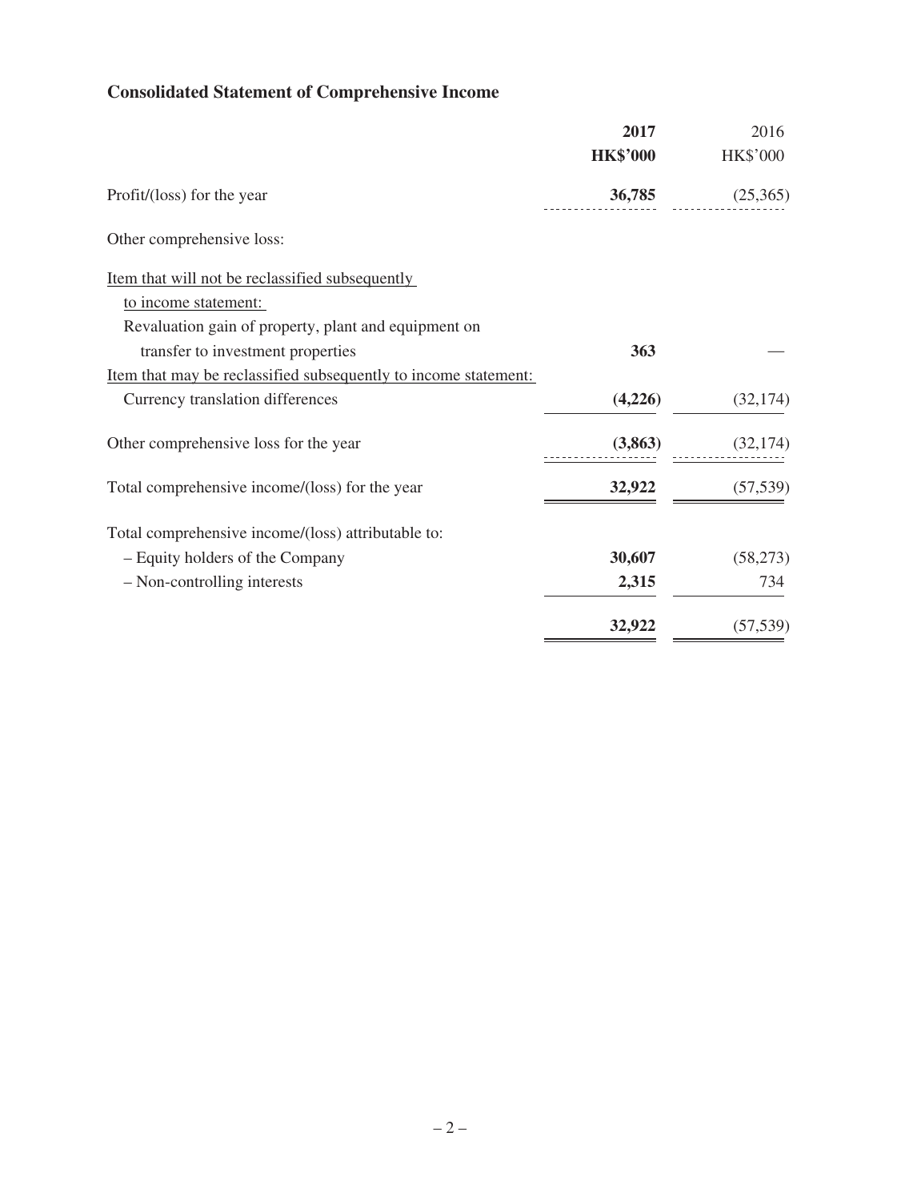## Consolidated Statement of Comprehensive Income

| | 2017 | 2016 |
|---|---|---|
| | **HK$'000** | HK$'000 |
| Profit/(loss) for the year | **36,785** | (25,365) |
| Other comprehensive loss: | | |
| Item that will not be reclassified subsequently to income statement: | | |
| Revaluation gain of property, plant and equipment on transfer to investment properties | **363** | — |
| Item that may be reclassified subsequently to income statement: | | |
| Currency translation differences | **(4,226)** | (32,174) |
| Other comprehensive loss for the year | **(3,863)** | (32,174) |
| Total comprehensive income/(loss) for the year | **32,922** | (57,539) |
| Total comprehensive income/(loss) attributable to: | | |
| – Equity holders of the Company | **30,607** | (58,273) |
| – Non-controlling interests | **2,315** | 734 |
| | **32,922** | (57,539) |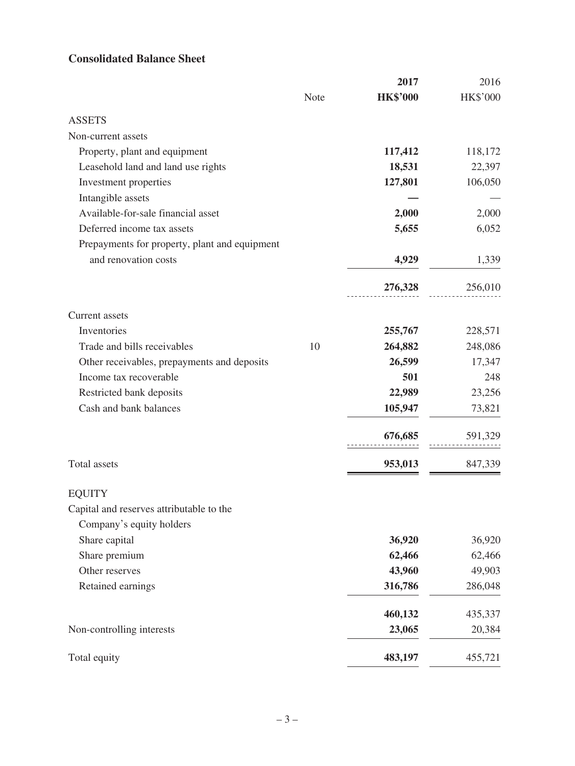## Consolidated Balance Sheet

| | Note | 2017 HK$'000 | 2016 HK$'000 |
|---|---|---|---|
| **ASSETS** | | | |
| Non-current assets | | | |
| Property, plant and equipment | | **117,412** | 118,172 |
| Leasehold land and land use rights | | **18,531** | 22,397 |
| Investment properties | | **127,801** | 106,050 |
| Intangible assets | | **—** | — |
| Available-for-sale financial asset | | **2,000** | 2,000 |
| Deferred income tax assets | | **5,655** | 6,052 |
| Prepayments for property, plant and equipment and renovation costs | | **4,929** | 1,339 |
| | | **276,328** | 256,010 |
| Current assets | | | |
| Inventories | | **255,767** | 228,571 |
| Trade and bills receivables | 10 | **264,882** | 248,086 |
| Other receivables, prepayments and deposits | | **26,599** | 17,347 |
| Income tax recoverable | | **501** | 248 |
| Restricted bank deposits | | **22,989** | 23,256 |
| Cash and bank balances | | **105,947** | 73,821 |
| | | **676,685** | 591,329 |
| Total assets | | **953,013** | 847,339 |
| **EQUITY** | | | |
| Capital and reserves attributable to the Company's equity holders | | | |
| Share capital | | **36,920** | 36,920 |
| Share premium | | **62,466** | 62,466 |
| Other reserves | | **43,960** | 49,903 |
| Retained earnings | | **316,786** | 286,048 |
| | | **460,132** | 435,337 |
| Non-controlling interests | | **23,065** | 20,384 |
| Total equity | | **483,197** | 455,721 |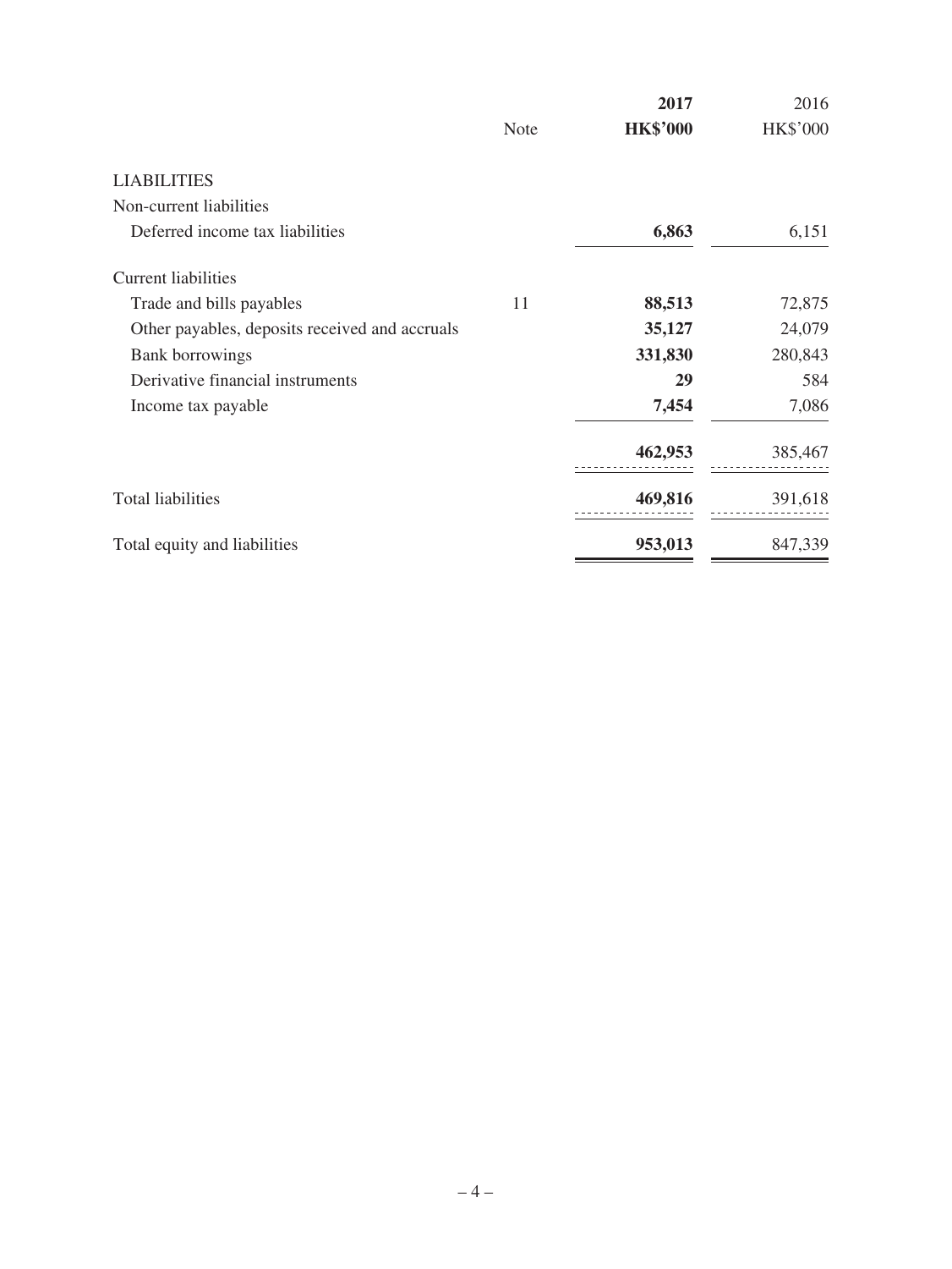| | Note | 2017<br>HK$'000 | 2016<br>HK$'000 |
|---|---|---|---|
| LIABILITIES | | | |
| Non-current liabilities | | | |
| Deferred income tax liabilities | | **6,863** | 6,151 |
| Current liabilities | | | |
| Trade and bills payables | 11 | **88,513** | 72,875 |
| Other payables, deposits received and accruals | | **35,127** | 24,079 |
| Bank borrowings | | **331,830** | 280,843 |
| Derivative financial instruments | | **29** | 584 |
| Income tax payable | | **7,454** | 7,086 |
| | | **462,953** | 385,467 |
| Total liabilities | | **469,816** | 391,618 |
| Total equity and liabilities | | **953,013** | 847,339 |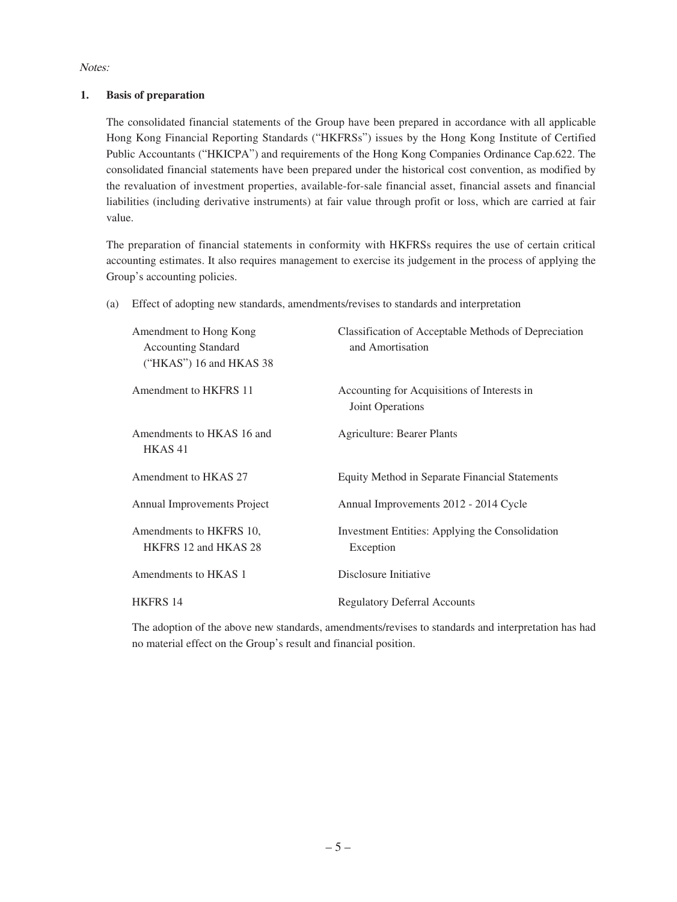*Notes:*

## 1. Basis of preparation

The consolidated financial statements of the Group have been prepared in accordance with all applicable Hong Kong Financial Reporting Standards ("HKFRSs") issues by the Hong Kong Institute of Certified Public Accountants ("HKICPA") and requirements of the Hong Kong Companies Ordinance Cap.622. The consolidated financial statements have been prepared under the historical cost convention, as modified by the revaluation of investment properties, available-for-sale financial asset, financial assets and financial liabilities (including derivative instruments) at fair value through profit or loss, which are carried at fair value.

The preparation of financial statements in conformity with HKFRSs requires the use of certain critical accounting estimates. It also requires management to exercise its judgement in the process of applying the Group's accounting policies.

(a) Effect of adopting new standards, amendments/revises to standards and interpretation

| | |
|---|---|
| Amendment to Hong Kong Accounting Standard ("HKAS") 16 and HKAS 38 | Classification of Acceptable Methods of Depreciation and Amortisation |
| Amendment to HKFRS 11 | Accounting for Acquisitions of Interests in Joint Operations |
| Amendments to HKAS 16 and HKAS 41 | Agriculture: Bearer Plants |
| Amendment to HKAS 27 | Equity Method in Separate Financial Statements |
| Annual Improvements Project | Annual Improvements 2012 - 2014 Cycle |
| Amendments to HKFRS 10, HKFRS 12 and HKAS 28 | Investment Entities: Applying the Consolidation Exception |
| Amendments to HKAS 1 | Disclosure Initiative |
| HKFRS 14 | Regulatory Deferral Accounts |

The adoption of the above new standards, amendments/revises to standards and interpretation has had no material effect on the Group's result and financial position.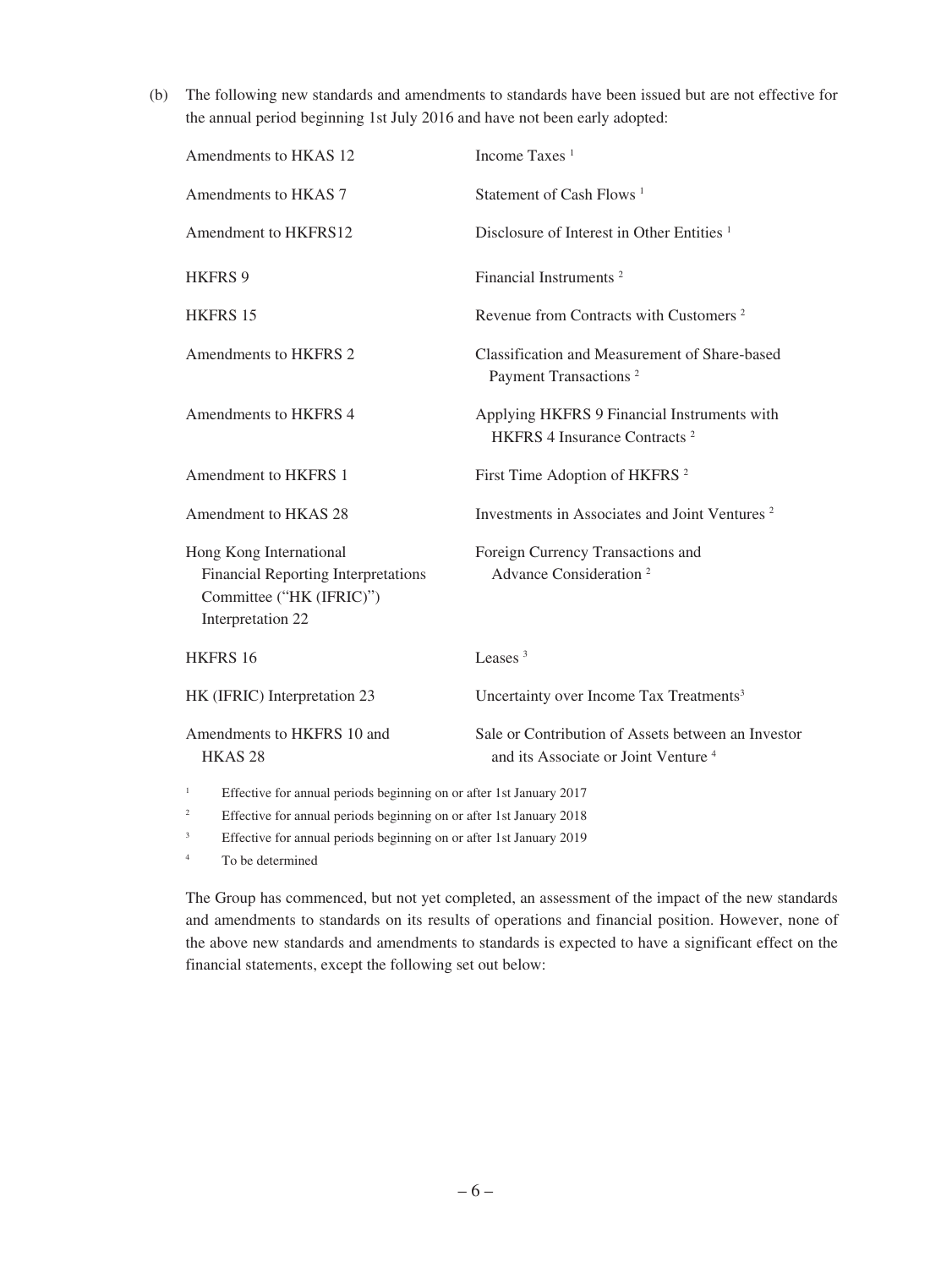(b) The following new standards and amendments to standards have been issued but are not effective for the annual period beginning 1st July 2016 and have not been early adopted:

| | |
|---|---|
| Amendments to HKAS 12 | Income Taxes [1] |
| Amendments to HKAS 7 | Statement of Cash Flows [1] |
| Amendment to HKFRS12 | Disclosure of Interest in Other Entities [1] |
| HKFRS 9 | Financial Instruments [2] |
| HKFRS 15 | Revenue from Contracts with Customers [2] |
| Amendments to HKFRS 2 | Classification and Measurement of Share-based Payment Transactions [2] |
| Amendments to HKFRS 4 | Applying HKFRS 9 Financial Instruments with HKFRS 4 Insurance Contracts [2] |
| Amendment to HKFRS 1 | First Time Adoption of HKFRS [2] |
| Amendment to HKAS 28 | Investments in Associates and Joint Ventures [2] |
| Hong Kong International Financial Reporting Interpretations Committee ("HK (IFRIC)") Interpretation 22 | Foreign Currency Transactions and Advance Consideration [2] |
| HKFRS 16 | Leases [3] |
| HK (IFRIC) Interpretation 23 | Uncertainty over Income Tax Treatments[3] |
| Amendments to HKFRS 10 and HKAS 28 | Sale or Contribution of Assets between an Investor and its Associate or Joint Venture [4] |

[1] Effective for annual periods beginning on or after 1st January 2017

[2] Effective for annual periods beginning on or after 1st January 2018

[3] Effective for annual periods beginning on or after 1st January 2019

[4] To be determined

The Group has commenced, but not yet completed, an assessment of the impact of the new standards and amendments to standards on its results of operations and financial position. However, none of the above new standards and amendments to standards is expected to have a significant effect on the financial statements, except the following set out below: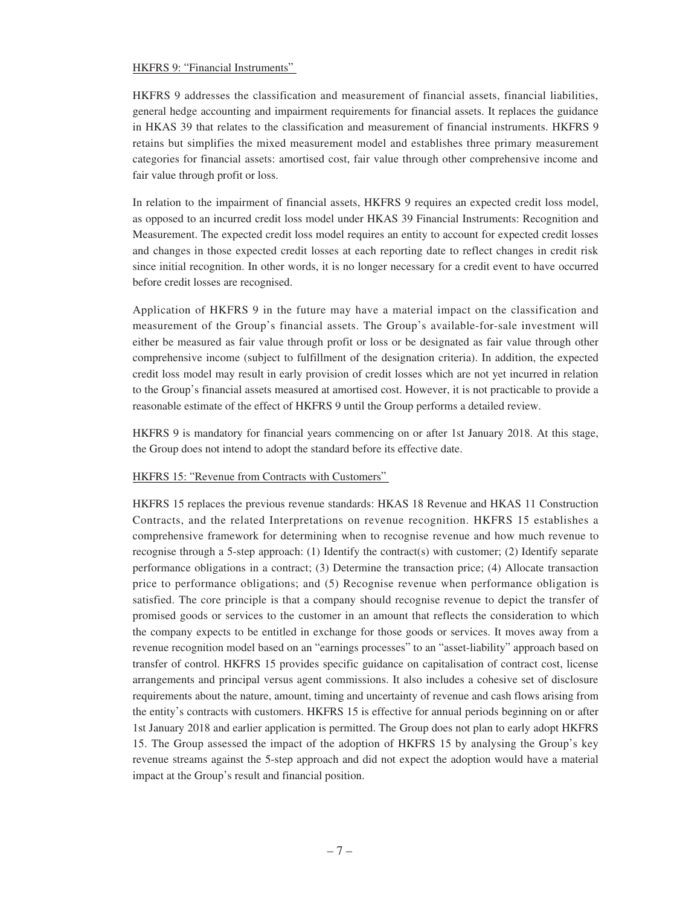HKFRS 9: "Financial Instruments"

HKFRS 9 addresses the classification and measurement of financial assets, financial liabilities, general hedge accounting and impairment requirements for financial assets. It replaces the guidance in HKAS 39 that relates to the classification and measurement of financial instruments. HKFRS 9 retains but simplifies the mixed measurement model and establishes three primary measurement categories for financial assets: amortised cost, fair value through other comprehensive income and fair value through profit or loss.

In relation to the impairment of financial assets, HKFRS 9 requires an expected credit loss model, as opposed to an incurred credit loss model under HKAS 39 Financial Instruments: Recognition and Measurement. The expected credit loss model requires an entity to account for expected credit losses and changes in those expected credit losses at each reporting date to reflect changes in credit risk since initial recognition. In other words, it is no longer necessary for a credit event to have occurred before credit losses are recognised.

Application of HKFRS 9 in the future may have a material impact on the classification and measurement of the Group's financial assets. The Group's available-for-sale investment will either be measured as fair value through profit or loss or be designated as fair value through other comprehensive income (subject to fulfillment of the designation criteria). In addition, the expected credit loss model may result in early provision of credit losses which are not yet incurred in relation to the Group's financial assets measured at amortised cost. However, it is not practicable to provide a reasonable estimate of the effect of HKFRS 9 until the Group performs a detailed review.

HKFRS 9 is mandatory for financial years commencing on or after 1st January 2018. At this stage, the Group does not intend to adopt the standard before its effective date.

HKFRS 15: "Revenue from Contracts with Customers"

HKFRS 15 replaces the previous revenue standards: HKAS 18 Revenue and HKAS 11 Construction Contracts, and the related Interpretations on revenue recognition. HKFRS 15 establishes a comprehensive framework for determining when to recognise revenue and how much revenue to recognise through a 5-step approach: (1) Identify the contract(s) with customer; (2) Identify separate performance obligations in a contract; (3) Determine the transaction price; (4) Allocate transaction price to performance obligations; and (5) Recognise revenue when performance obligation is satisfied. The core principle is that a company should recognise revenue to depict the transfer of promised goods or services to the customer in an amount that reflects the consideration to which the company expects to be entitled in exchange for those goods or services. It moves away from a revenue recognition model based on an "earnings processes" to an "asset-liability" approach based on transfer of control. HKFRS 15 provides specific guidance on capitalisation of contract cost, license arrangements and principal versus agent commissions. It also includes a cohesive set of disclosure requirements about the nature, amount, timing and uncertainty of revenue and cash flows arising from the entity's contracts with customers. HKFRS 15 is effective for annual periods beginning on or after 1st January 2018 and earlier application is permitted. The Group does not plan to early adopt HKFRS 15. The Group assessed the impact of the adoption of HKFRS 15 by analysing the Group's key revenue streams against the 5-step approach and did not expect the adoption would have a material impact at the Group's result and financial position.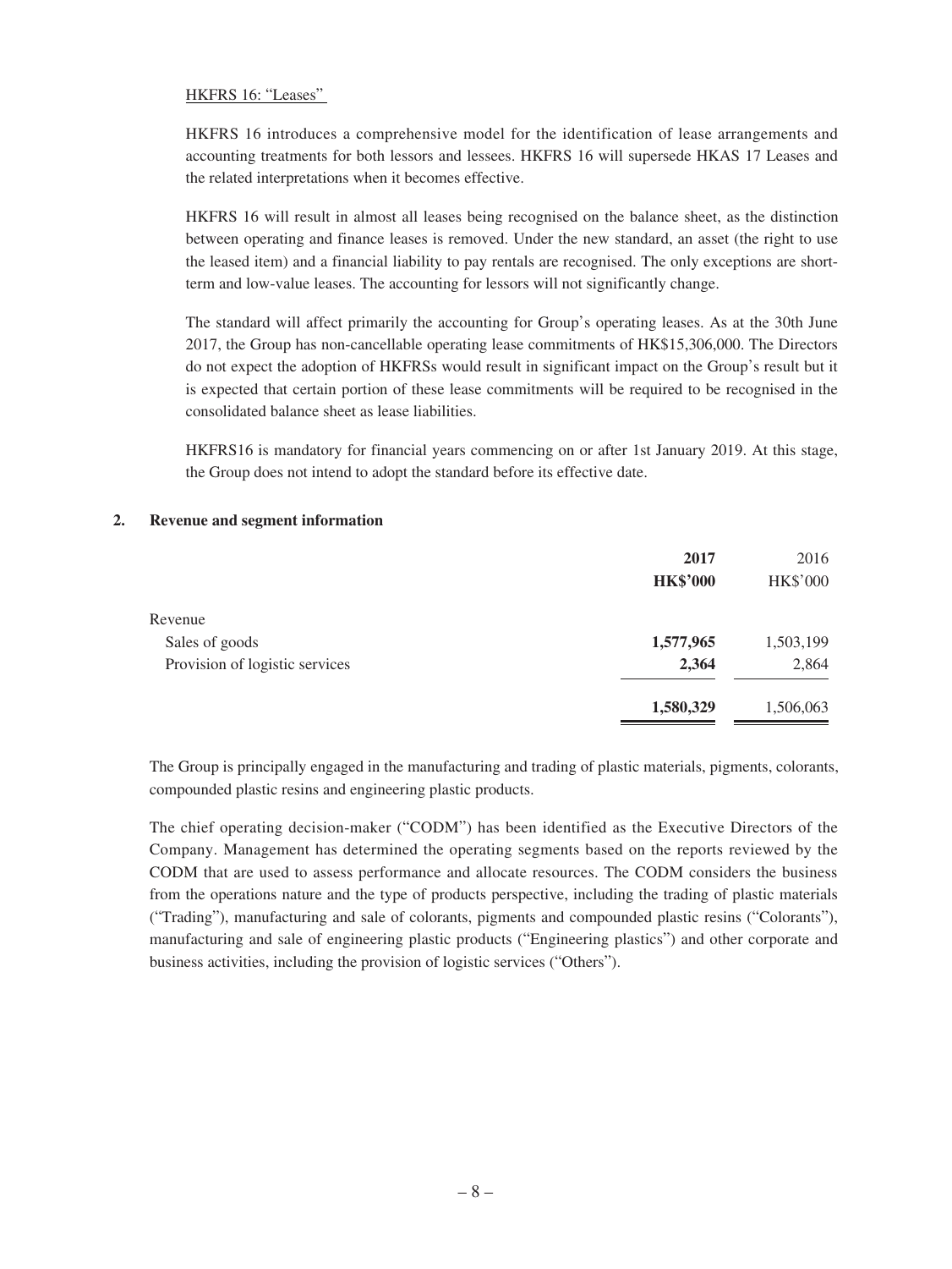HKFRS 16: "Leases"

HKFRS 16 introduces a comprehensive model for the identification of lease arrangements and accounting treatments for both lessors and lessees. HKFRS 16 will supersede HKAS 17 Leases and the related interpretations when it becomes effective.

HKFRS 16 will result in almost all leases being recognised on the balance sheet, as the distinction between operating and finance leases is removed. Under the new standard, an asset (the right to use the leased item) and a financial liability to pay rentals are recognised. The only exceptions are short-term and low-value leases. The accounting for lessors will not significantly change.

The standard will affect primarily the accounting for Group's operating leases. As at the 30th June 2017, the Group has non-cancellable operating lease commitments of HK$15,306,000. The Directors do not expect the adoption of HKFRSs would result in significant impact on the Group's result but it is expected that certain portion of these lease commitments will be required to be recognised in the consolidated balance sheet as lease liabilities.

HKFRS16 is mandatory for financial years commencing on or after 1st January 2019. At this stage, the Group does not intend to adopt the standard before its effective date.

## 2. Revenue and segment information

| | **2017** | 2016 |
|---|---|---|
| | **HK$'000** | HK$'000 |
| Revenue | | |
| Sales of goods | **1,577,965** | 1,503,199 |
| Provision of logistic services | **2,364** | 2,864 |
| | **1,580,329** | 1,506,063 |

The Group is principally engaged in the manufacturing and trading of plastic materials, pigments, colorants, compounded plastic resins and engineering plastic products.

The chief operating decision-maker ("CODM") has been identified as the Executive Directors of the Company. Management has determined the operating segments based on the reports reviewed by the CODM that are used to assess performance and allocate resources. The CODM considers the business from the operations nature and the type of products perspective, including the trading of plastic materials ("Trading"), manufacturing and sale of colorants, pigments and compounded plastic resins ("Colorants"), manufacturing and sale of engineering plastic products ("Engineering plastics") and other corporate and business activities, including the provision of logistic services ("Others").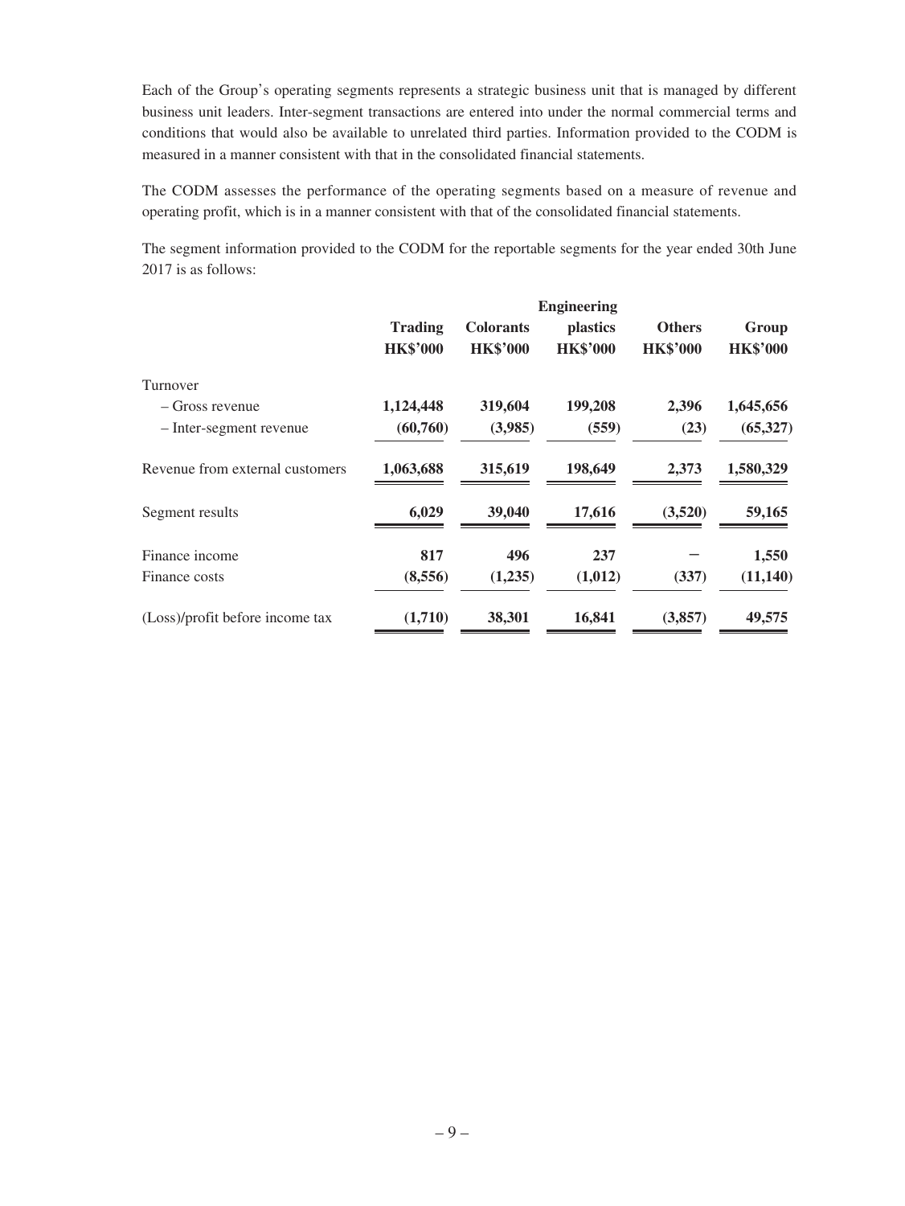Each of the Group's operating segments represents a strategic business unit that is managed by different business unit leaders. Inter-segment transactions are entered into under the normal commercial terms and conditions that would also be available to unrelated third parties. Information provided to the CODM is measured in a manner consistent with that in the consolidated financial statements.

The CODM assesses the performance of the operating segments based on a measure of revenue and operating profit, which is in a manner consistent with that of the consolidated financial statements.

The segment information provided to the CODM for the reportable segments for the year ended 30th June 2017 is as follows:

| | Trading | Colorants | Engineering plastics | Others | Group |
|---|---|---|---|---|---|
| | HK$'000 | HK$'000 | HK$'000 | HK$'000 | HK$'000 |
| Turnover | | | | | |
| – Gross revenue | **1,124,448** | **319,604** | **199,208** | **2,396** | **1,645,656** |
| – Inter-segment revenue | **(60,760)** | **(3,985)** | **(559)** | **(23)** | **(65,327)** |
| Revenue from external customers | **1,063,688** | **315,619** | **198,649** | **2,373** | **1,580,329** |
| Segment results | **6,029** | **39,040** | **17,616** | **(3,520)** | **59,165** |
| Finance income | **817** | **496** | **237** | **–** | **1,550** |
| Finance costs | **(8,556)** | **(1,235)** | **(1,012)** | **(337)** | **(11,140)** |
| (Loss)/profit before income tax | **(1,710)** | **38,301** | **16,841** | **(3,857)** | **49,575** |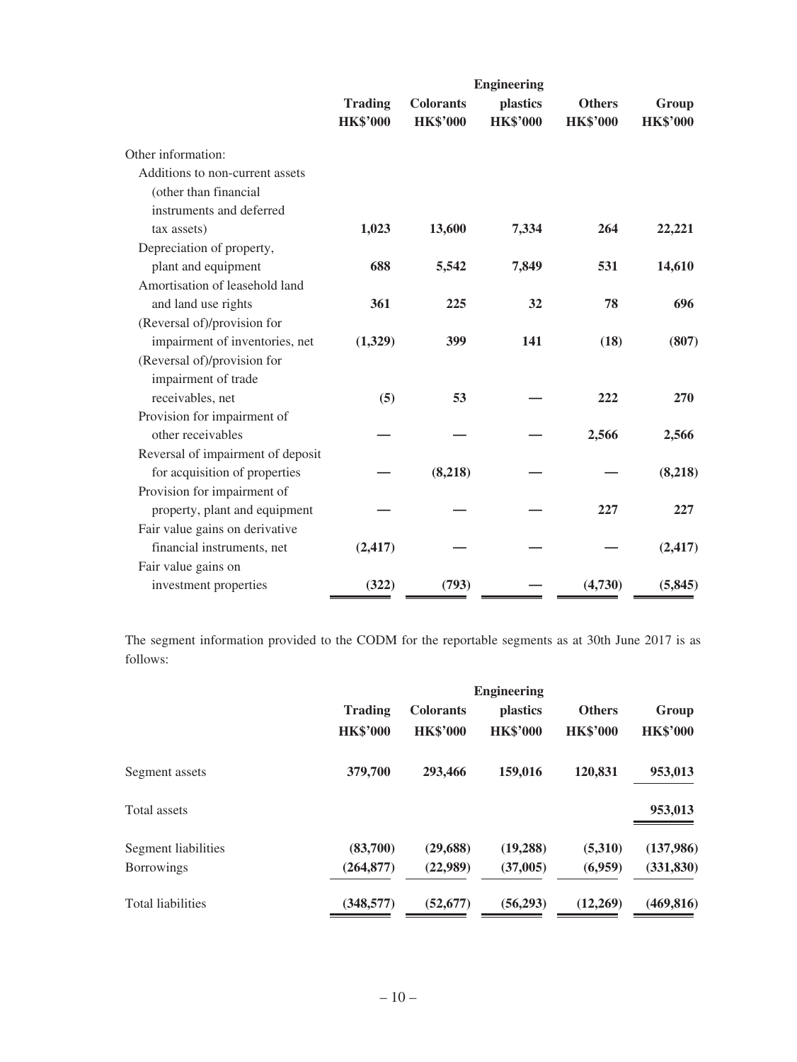| | Trading HK$'000 | Colorants HK$'000 | Engineering plastics HK$'000 | Others HK$'000 | Group HK$'000 |
|---|---|---|---|---|---|
| Other information: | | | | | |
| Additions to non-current assets (other than financial instruments and deferred tax assets) | **1,023** | **13,600** | **7,334** | **264** | **22,221** |
| Depreciation of property, plant and equipment | **688** | **5,542** | **7,849** | **531** | **14,610** |
| Amortisation of leasehold land and land use rights | **361** | **225** | **32** | **78** | **696** |
| (Reversal of)/provision for impairment of inventories, net | **(1,329)** | **399** | **141** | **(18)** | **(807)** |
| (Reversal of)/provision for impairment of trade receivables, net | **(5)** | **53** | **—** | **222** | **270** |
| Provision for impairment of other receivables | **—** | **—** | **—** | **2,566** | **2,566** |
| Reversal of impairment of deposit for acquisition of properties | **—** | **(8,218)** | **—** | **—** | **(8,218)** |
| Provision for impairment of property, plant and equipment | **—** | **—** | **—** | **227** | **227** |
| Fair value gains on derivative financial instruments, net | **(2,417)** | **—** | **—** | **—** | **(2,417)** |
| Fair value gains on investment properties | **(322)** | **(793)** | **—** | **(4,730)** | **(5,845)** |

The segment information provided to the CODM for the reportable segments as at 30th June 2017 is as follows:

| | Trading HK$'000 | Colorants HK$'000 | Engineering plastics HK$'000 | Others HK$'000 | Group HK$'000 |
|---|---|---|---|---|---|
| Segment assets | **379,700** | **293,466** | **159,016** | **120,831** | **953,013** |
| Total assets | | | | | **953,013** |
| Segment liabilities | **(83,700)** | **(29,688)** | **(19,288)** | **(5,310)** | **(137,986)** |
| Borrowings | **(264,877)** | **(22,989)** | **(37,005)** | **(6,959)** | **(331,830)** |
| Total liabilities | **(348,577)** | **(52,677)** | **(56,293)** | **(12,269)** | **(469,816)** |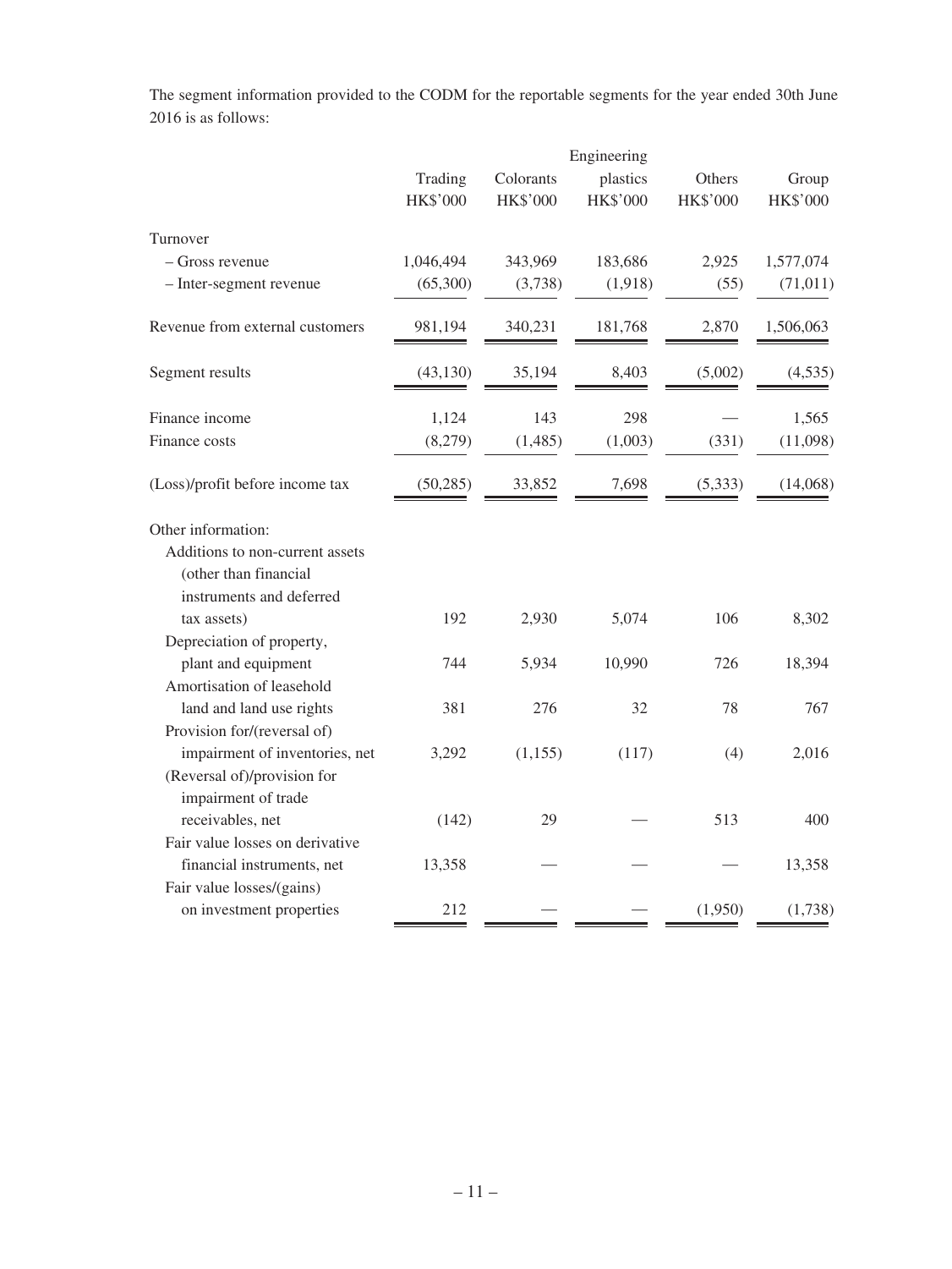The segment information provided to the CODM for the reportable segments for the year ended 30th June 2016 is as follows:

| | Trading | Colorants | Engineering plastics | Others | Group |
|---|---|---|---|---|---|
| | HK$'000 | HK$'000 | HK$'000 | HK$'000 | HK$'000 |
| Turnover | | | | | |
| – Gross revenue | 1,046,494 | 343,969 | 183,686 | 2,925 | 1,577,074 |
| – Inter-segment revenue | (65,300) | (3,738) | (1,918) | (55) | (71,011) |
| Revenue from external customers | 981,194 | 340,231 | 181,768 | 2,870 | 1,506,063 |
| Segment results | (43,130) | 35,194 | 8,403 | (5,002) | (4,535) |
| Finance income | 1,124 | 143 | 298 | — | 1,565 |
| Finance costs | (8,279) | (1,485) | (1,003) | (331) | (11,098) |
| (Loss)/profit before income tax | (50,285) | 33,852 | 7,698 | (5,333) | (14,068) |
| Other information: | | | | | |
| Additions to non-current assets (other than financial instruments and deferred tax assets) | 192 | 2,930 | 5,074 | 106 | 8,302 |
| Depreciation of property, plant and equipment | 744 | 5,934 | 10,990 | 726 | 18,394 |
| Amortisation of leasehold land and land use rights | 381 | 276 | 32 | 78 | 767 |
| Provision for/(reversal of) impairment of inventories, net | 3,292 | (1,155) | (117) | (4) | 2,016 |
| (Reversal of)/provision for impairment of trade receivables, net | (142) | 29 | — | 513 | 400 |
| Fair value losses on derivative financial instruments, net | 13,358 | — | — | — | 13,358 |
| Fair value losses/(gains) on investment properties | 212 | — | — | (1,950) | (1,738) |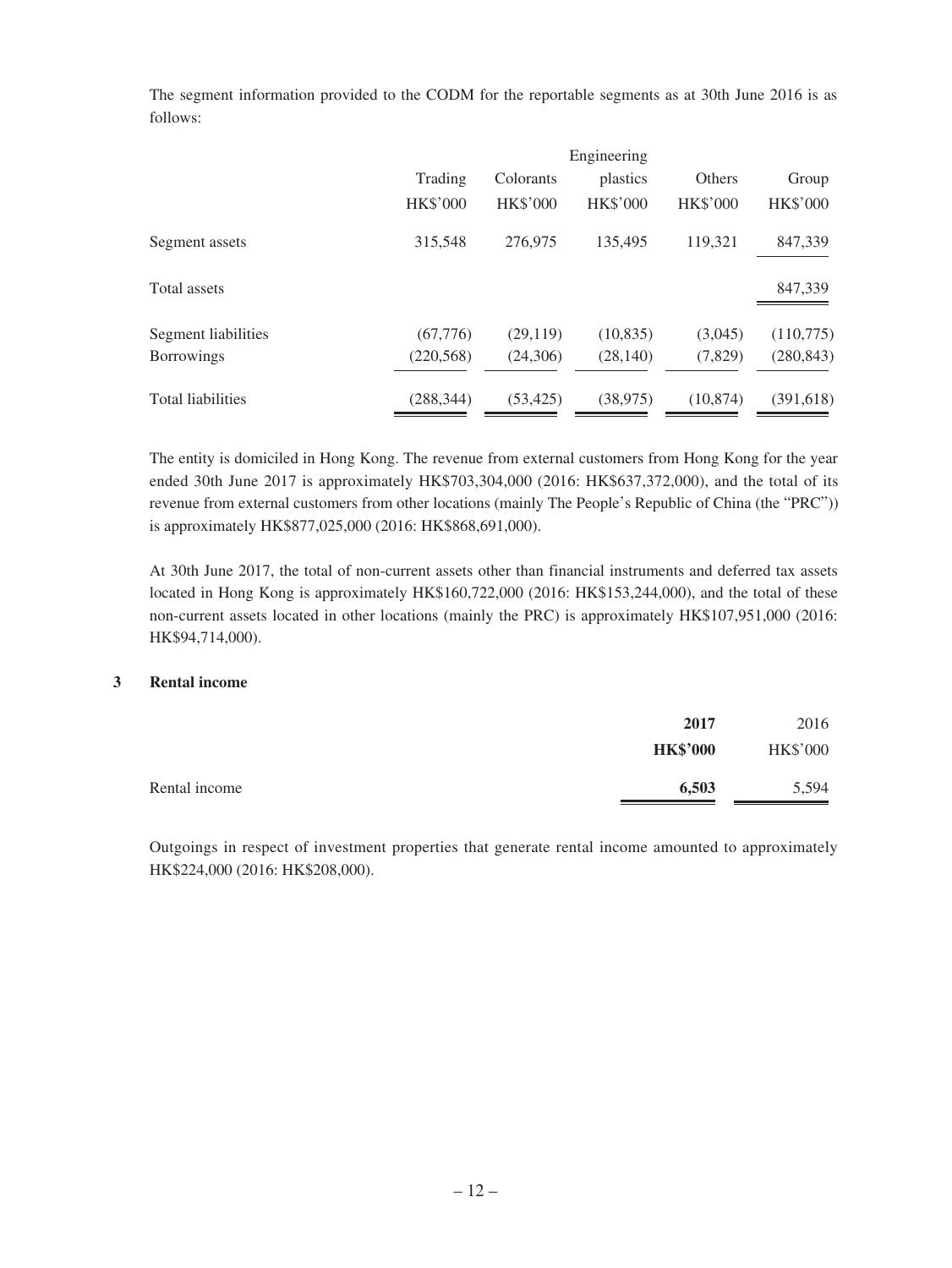The segment information provided to the CODM for the reportable segments as at 30th June 2016 is as follows:

| | Trading | Colorants | Engineering plastics | Others | Group |
|---|---|---|---|---|---|
| | HK$'000 | HK$'000 | HK$'000 | HK$'000 | HK$'000 |
| Segment assets | 315,548 | 276,975 | 135,495 | 119,321 | 847,339 |
| Total assets | | | | | 847,339 |
| Segment liabilities | (67,776) | (29,119) | (10,835) | (3,045) | (110,775) |
| Borrowings | (220,568) | (24,306) | (28,140) | (7,829) | (280,843) |
| Total liabilities | (288,344) | (53,425) | (38,975) | (10,874) | (391,618) |

The entity is domiciled in Hong Kong. The revenue from external customers from Hong Kong for the year ended 30th June 2017 is approximately HK$703,304,000 (2016: HK$637,372,000), and the total of its revenue from external customers from other locations (mainly The People's Republic of China (the "PRC")) is approximately HK$877,025,000 (2016: HK$868,691,000).

At 30th June 2017, the total of non-current assets other than financial instruments and deferred tax assets located in Hong Kong is approximately HK$160,722,000 (2016: HK$153,244,000), and the total of these non-current assets located in other locations (mainly the PRC) is approximately HK$107,951,000 (2016: HK$94,714,000).

## 3 Rental income

| | **2017** | 2016 |
|---|---|---|
| | **HK$'000** | HK$'000 |
| Rental income | **6,503** | 5,594 |

Outgoings in respect of investment properties that generate rental income amounted to approximately HK$224,000 (2016: HK$208,000).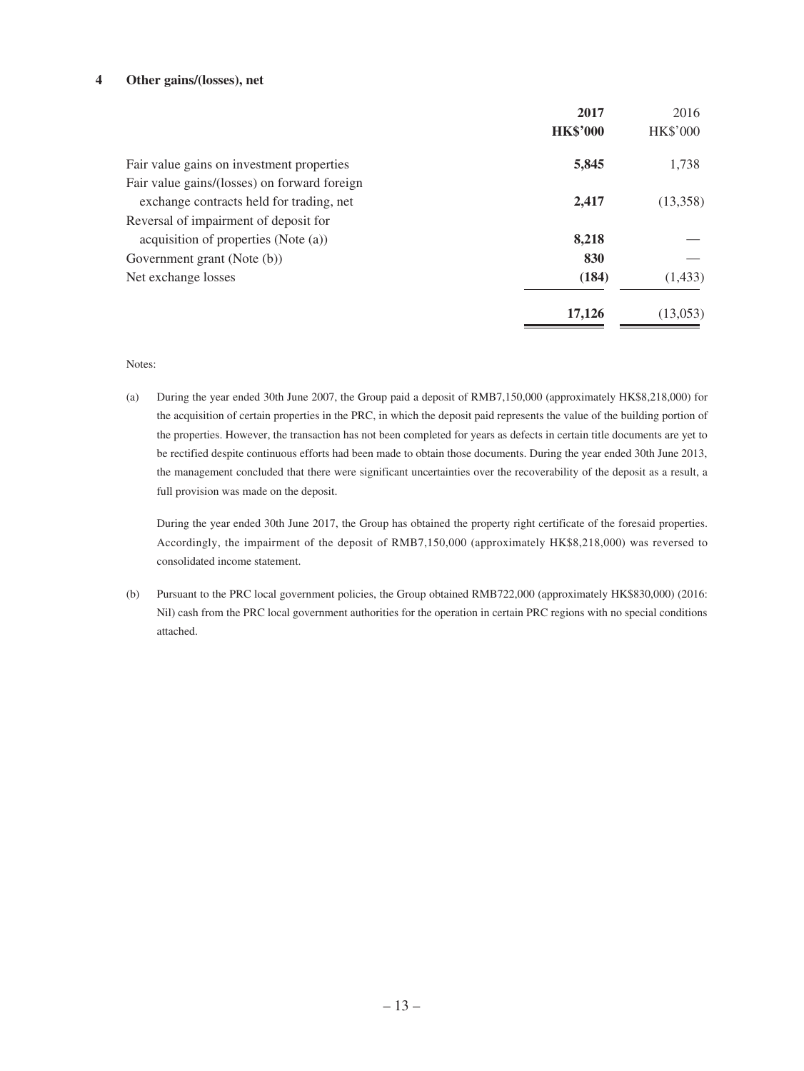## 4 Other gains/(losses), net

| | 2017 | 2016 |
|---|---|---|
| | HK$'000 | HK$'000 |
| Fair value gains on investment properties | **5,845** | 1,738 |
| Fair value gains/(losses) on forward foreign exchange contracts held for trading, net | **2,417** | (13,358) |
| Reversal of impairment of deposit for acquisition of properties (Note (a)) | **8,218** | — |
| Government grant (Note (b)) | **830** | — |
| Net exchange losses | **(184)** | (1,433) |
| | **17,126** | (13,053) |

Notes:

(a) During the year ended 30th June 2007, the Group paid a deposit of RMB7,150,000 (approximately HK$8,218,000) for the acquisition of certain properties in the PRC, in which the deposit paid represents the value of the building portion of the properties. However, the transaction has not been completed for years as defects in certain title documents are yet to be rectified despite continuous efforts had been made to obtain those documents. During the year ended 30th June 2013, the management concluded that there were significant uncertainties over the recoverability of the deposit as a result, a full provision was made on the deposit.

During the year ended 30th June 2017, the Group has obtained the property right certificate of the foresaid properties. Accordingly, the impairment of the deposit of RMB7,150,000 (approximately HK$8,218,000) was reversed to consolidated income statement.

(b) Pursuant to the PRC local government policies, the Group obtained RMB722,000 (approximately HK$830,000) (2016: Nil) cash from the PRC local government authorities for the operation in certain PRC regions with no special conditions attached.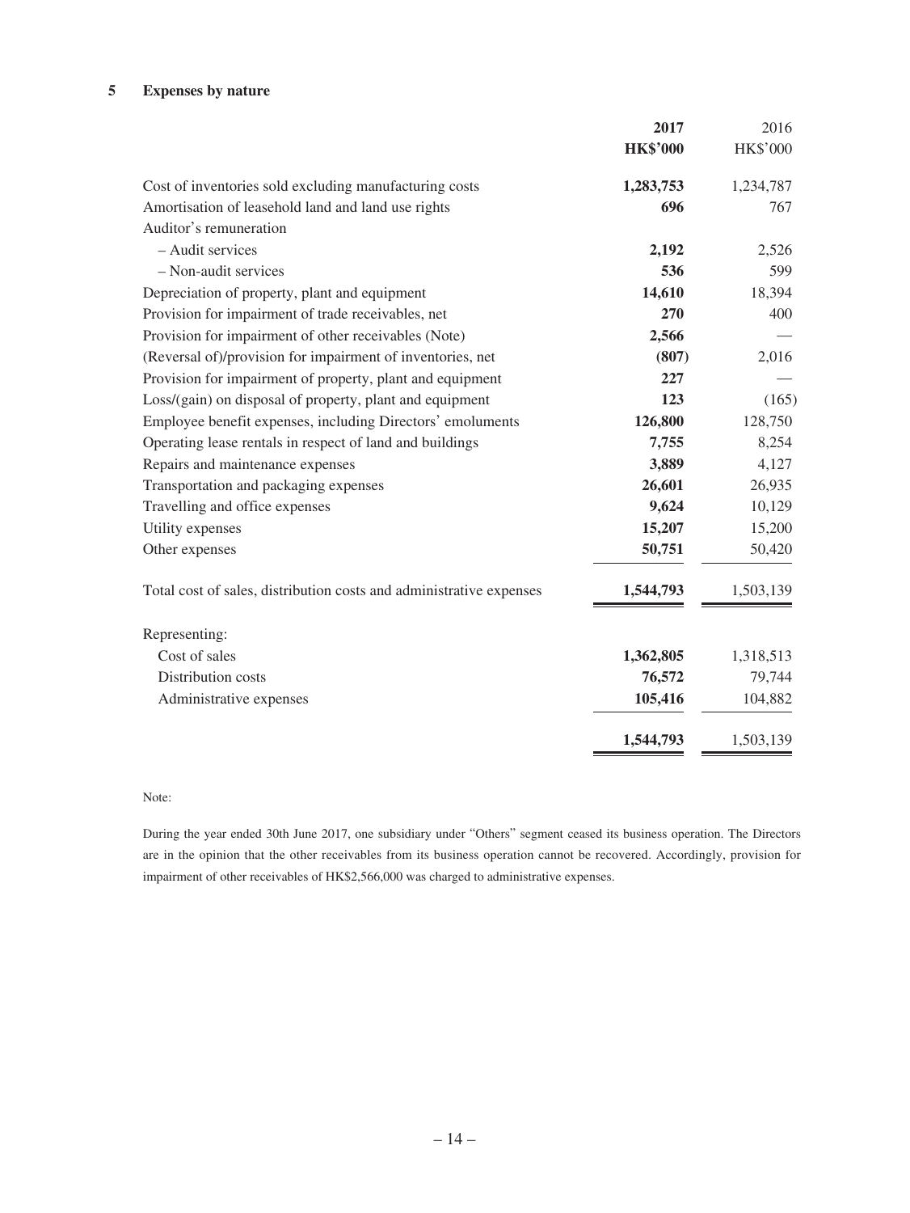## 5 Expenses by nature

| | 2017 | 2016 |
|---|---|---|
| | HK$'000 | HK$'000 |
| Cost of inventories sold excluding manufacturing costs | 1,283,753 | 1,234,787 |
| Amortisation of leasehold land and land use rights | 696 | 767 |
| Auditor's remuneration | | |
| – Audit services | 2,192 | 2,526 |
| – Non-audit services | 536 | 599 |
| Depreciation of property, plant and equipment | 14,610 | 18,394 |
| Provision for impairment of trade receivables, net | 270 | 400 |
| Provision for impairment of other receivables (Note) | 2,566 | — |
| (Reversal of)/provision for impairment of inventories, net | (807) | 2,016 |
| Provision for impairment of property, plant and equipment | 227 | — |
| Loss/(gain) on disposal of property, plant and equipment | 123 | (165) |
| Employee benefit expenses, including Directors' emoluments | 126,800 | 128,750 |
| Operating lease rentals in respect of land and buildings | 7,755 | 8,254 |
| Repairs and maintenance expenses | 3,889 | 4,127 |
| Transportation and packaging expenses | 26,601 | 26,935 |
| Travelling and office expenses | 9,624 | 10,129 |
| Utility expenses | 15,207 | 15,200 |
| Other expenses | 50,751 | 50,420 |
| Total cost of sales, distribution costs and administrative expenses | 1,544,793 | 1,503,139 |
| Representing: | | |
| Cost of sales | 1,362,805 | 1,318,513 |
| Distribution costs | 76,572 | 79,744 |
| Administrative expenses | 105,416 | 104,882 |
| | 1,544,793 | 1,503,139 |

Note:

During the year ended 30th June 2017, one subsidiary under "Others" segment ceased its business operation. The Directors are in the opinion that the other receivables from its business operation cannot be recovered. Accordingly, provision for impairment of other receivables of HK$2,566,000 was charged to administrative expenses.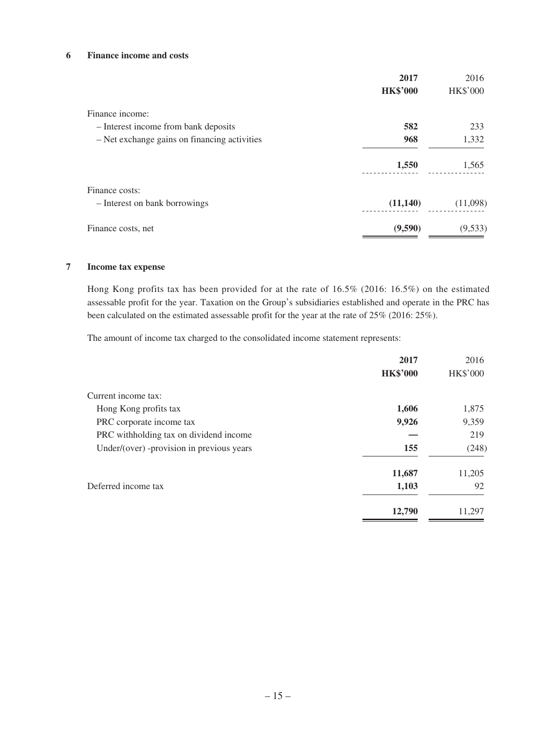### 6 Finance income and costs

| | 2017 | 2016 |
|---|---|---|
| | **HK$'000** | HK$'000 |
| Finance income: | | |
| – Interest income from bank deposits | **582** | 233 |
| – Net exchange gains on financing activities | **968** | 1,332 |
| | **1,550** | 1,565 |
| Finance costs: | | |
| – Interest on bank borrowings | **(11,140)** | (11,098) |
| Finance costs, net | **(9,590)** | (9,533) |

### 7 Income tax expense

Hong Kong profits tax has been provided for at the rate of 16.5% (2016: 16.5%) on the estimated assessable profit for the year. Taxation on the Group's subsidiaries established and operate in the PRC has been calculated on the estimated assessable profit for the year at the rate of 25% (2016: 25%).

The amount of income tax charged to the consolidated income statement represents:

| | 2017 | 2016 |
|---|---|---|
| | **HK$'000** | HK$'000 |
| Current income tax: | | |
| Hong Kong profits tax | **1,606** | 1,875 |
| PRC corporate income tax | **9,926** | 9,359 |
| PRC withholding tax on dividend income | **—** | 219 |
| Under/(over) -provision in previous years | **155** | (248) |
| | **11,687** | 11,205 |
| Deferred income tax | **1,103** | 92 |
| | **12,790** | 11,297 |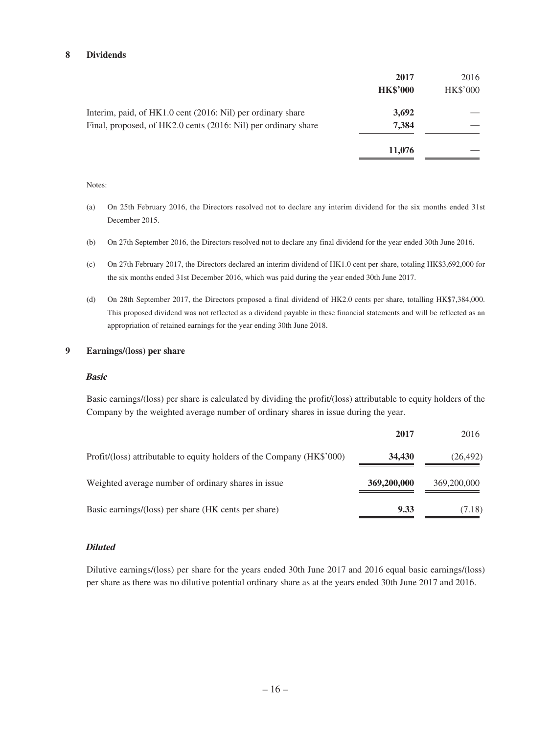## 8 Dividends

| | 2017 | 2016 |
|---|---|---|
| | **HK$'000** | HK$'000 |
| Interim, paid, of HK1.0 cent (2016: Nil) per ordinary share | **3,692** | — |
| Final, proposed, of HK2.0 cents (2016: Nil) per ordinary share | **7,384** | — |
| | **11,076** | — |

Notes:

(a) On 25th February 2016, the Directors resolved not to declare any interim dividend for the six months ended 31st December 2015.

(b) On 27th September 2016, the Directors resolved not to declare any final dividend for the year ended 30th June 2016.

(c) On 27th February 2017, the Directors declared an interim dividend of HK1.0 cent per share, totaling HK$3,692,000 for the six months ended 31st December 2016, which was paid during the year ended 30th June 2017.

(d) On 28th September 2017, the Directors proposed a final dividend of HK2.0 cents per share, totalling HK$7,384,000. This proposed dividend was not reflected as a dividend payable in these financial statements and will be reflected as an appropriation of retained earnings for the year ending 30th June 2018.

## 9 Earnings/(loss) per share

### *Basic*

Basic earnings/(loss) per share is calculated by dividing the profit/(loss) attributable to equity holders of the Company by the weighted average number of ordinary shares in issue during the year.

| | 2017 | 2016 |
|---|---|---|
| Profit/(loss) attributable to equity holders of the Company (HK$'000) | **34,430** | (26,492) |
| Weighted average number of ordinary shares in issue | **369,200,000** | 369,200,000 |
| Basic earnings/(loss) per share (HK cents per share) | **9.33** | (7.18) |

### *Diluted*

Dilutive earnings/(loss) per share for the years ended 30th June 2017 and 2016 equal basic earnings/(loss) per share as there was no dilutive potential ordinary share as at the years ended 30th June 2017 and 2016.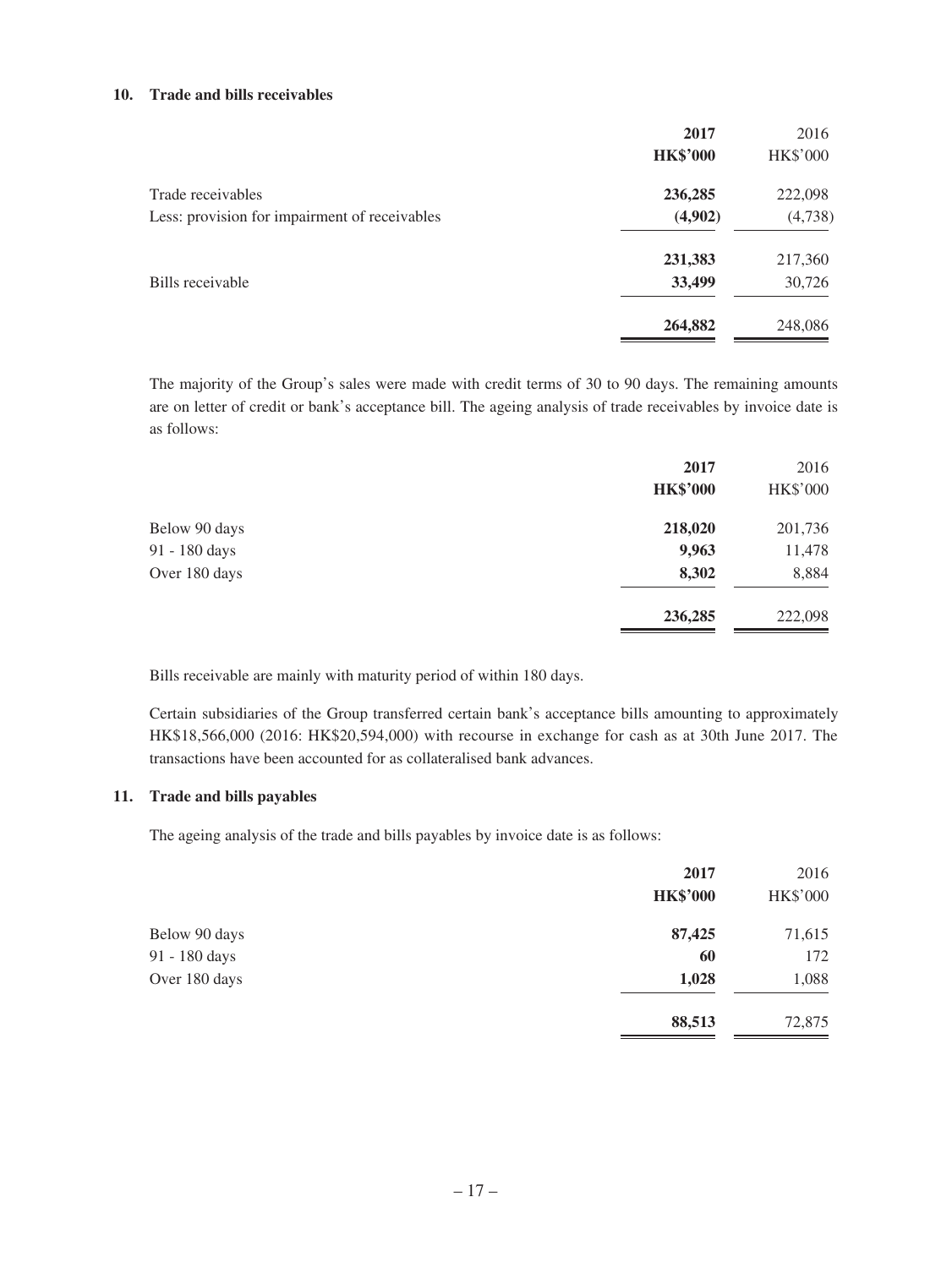## 10. Trade and bills receivables

| | 2017 | 2016 |
|---|---|---|
| | HK$'000 | HK$'000 |
| Trade receivables | 236,285 | 222,098 |
| Less: provision for impairment of receivables | (4,902) | (4,738) |
| | 231,383 | 217,360 |
| Bills receivable | 33,499 | 30,726 |
| | 264,882 | 248,086 |

The majority of the Group's sales were made with credit terms of 30 to 90 days. The remaining amounts are on letter of credit or bank's acceptance bill. The ageing analysis of trade receivables by invoice date is as follows:

| | 2017 | 2016 |
|---|---|---|
| | HK$'000 | HK$'000 |
| Below 90 days | 218,020 | 201,736 |
| 91 - 180 days | 9,963 | 11,478 |
| Over 180 days | 8,302 | 8,884 |
| | 236,285 | 222,098 |

Bills receivable are mainly with maturity period of within 180 days.

Certain subsidiaries of the Group transferred certain bank's acceptance bills amounting to approximately HK$18,566,000 (2016: HK$20,594,000) with recourse in exchange for cash as at 30th June 2017. The transactions have been accounted for as collateralised bank advances.

## 11. Trade and bills payables

The ageing analysis of the trade and bills payables by invoice date is as follows:

| | 2017 | 2016 |
|---|---|---|
| | HK$'000 | HK$'000 |
| Below 90 days | 87,425 | 71,615 |
| 91 - 180 days | 60 | 172 |
| Over 180 days | 1,028 | 1,088 |
| | 88,513 | 72,875 |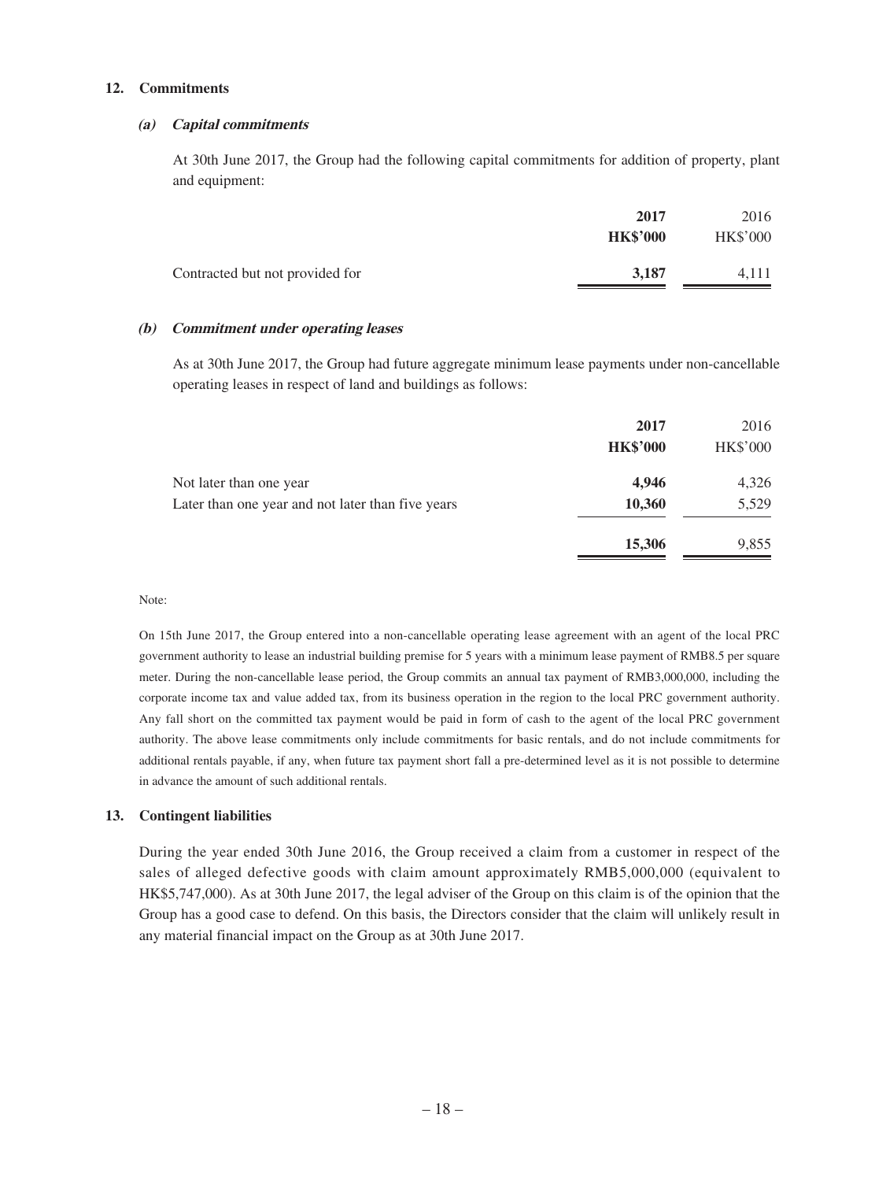## 12. Commitments

### *(a) Capital commitments*

At 30th June 2017, the Group had the following capital commitments for addition of property, plant and equipment:

| | 2017 HK$'000 | 2016 HK$'000 |
|---|---|---|
| Contracted but not provided for | **3,187** | 4,111 |

### *(b) Commitment under operating leases*

As at 30th June 2017, the Group had future aggregate minimum lease payments under non-cancellable operating leases in respect of land and buildings as follows:

| | 2017 HK$'000 | 2016 HK$'000 |
|---|---|---|
| Not later than one year | **4,946** | 4,326 |
| Later than one year and not later than five years | **10,360** | 5,529 |
| | **15,306** | 9,855 |

Note:

On 15th June 2017, the Group entered into a non-cancellable operating lease agreement with an agent of the local PRC government authority to lease an industrial building premise for 5 years with a minimum lease payment of RMB8.5 per square meter. During the non-cancellable lease period, the Group commits an annual tax payment of RMB3,000,000, including the corporate income tax and value added tax, from its business operation in the region to the local PRC government authority. Any fall short on the committed tax payment would be paid in form of cash to the agent of the local PRC government authority. The above lease commitments only include commitments for basic rentals, and do not include commitments for additional rentals payable, if any, when future tax payment short fall a pre-determined level as it is not possible to determine in advance the amount of such additional rentals.

## 13. Contingent liabilities

During the year ended 30th June 2016, the Group received a claim from a customer in respect of the sales of alleged defective goods with claim amount approximately RMB5,000,000 (equivalent to HK$5,747,000). As at 30th June 2017, the legal adviser of the Group on this claim is of the opinion that the Group has a good case to defend. On this basis, the Directors consider that the claim will unlikely result in any material financial impact on the Group as at 30th June 2017.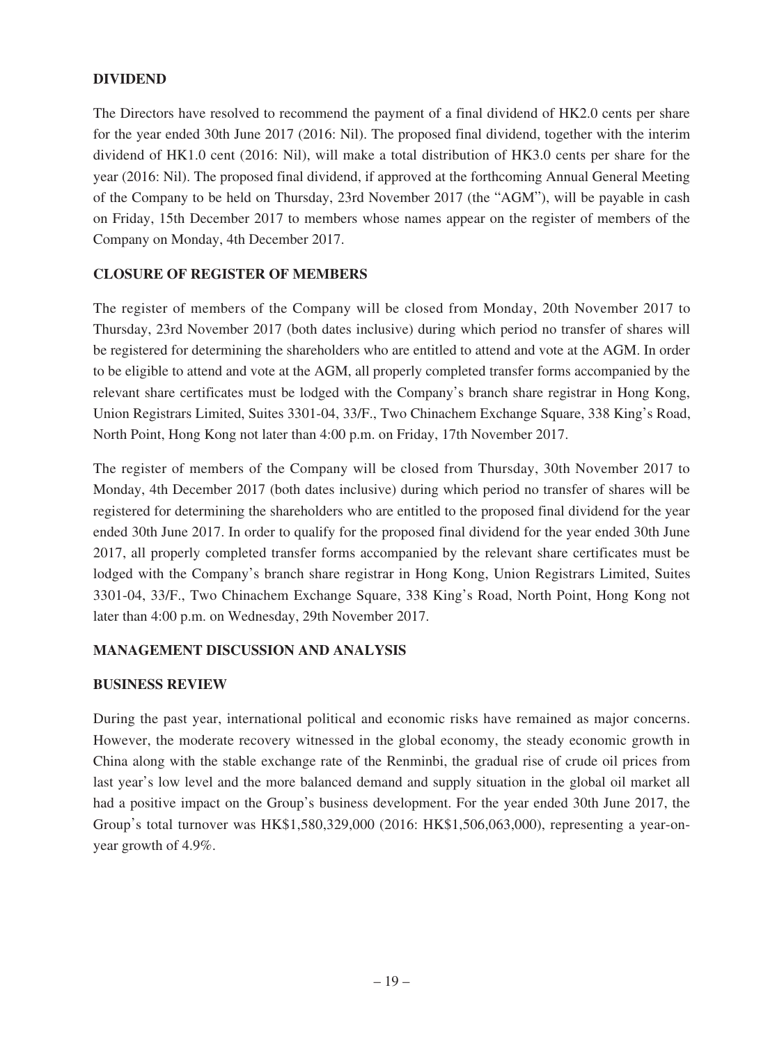**DIVIDEND**

The Directors have resolved to recommend the payment of a final dividend of HK2.0 cents per share for the year ended 30th June 2017 (2016: Nil). The proposed final dividend, together with the interim dividend of HK1.0 cent (2016: Nil), will make a total distribution of HK3.0 cents per share for the year (2016: Nil). The proposed final dividend, if approved at the forthcoming Annual General Meeting of the Company to be held on Thursday, 23rd November 2017 (the "AGM"), will be payable in cash on Friday, 15th December 2017 to members whose names appear on the register of members of the Company on Monday, 4th December 2017.

**CLOSURE OF REGISTER OF MEMBERS**

The register of members of the Company will be closed from Monday, 20th November 2017 to Thursday, 23rd November 2017 (both dates inclusive) during which period no transfer of shares will be registered for determining the shareholders who are entitled to attend and vote at the AGM. In order to be eligible to attend and vote at the AGM, all properly completed transfer forms accompanied by the relevant share certificates must be lodged with the Company's branch share registrar in Hong Kong, Union Registrars Limited, Suites 3301-04, 33/F., Two Chinachem Exchange Square, 338 King's Road, North Point, Hong Kong not later than 4:00 p.m. on Friday, 17th November 2017.

The register of members of the Company will be closed from Thursday, 30th November 2017 to Monday, 4th December 2017 (both dates inclusive) during which period no transfer of shares will be registered for determining the shareholders who are entitled to the proposed final dividend for the year ended 30th June 2017. In order to qualify for the proposed final dividend for the year ended 30th June 2017, all properly completed transfer forms accompanied by the relevant share certificates must be lodged with the Company's branch share registrar in Hong Kong, Union Registrars Limited, Suites 3301-04, 33/F., Two Chinachem Exchange Square, 338 King's Road, North Point, Hong Kong not later than 4:00 p.m. on Wednesday, 29th November 2017.

**MANAGEMENT DISCUSSION AND ANALYSIS**

**BUSINESS REVIEW**

During the past year, international political and economic risks have remained as major concerns. However, the moderate recovery witnessed in the global economy, the steady economic growth in China along with the stable exchange rate of the Renminbi, the gradual rise of crude oil prices from last year's low level and the more balanced demand and supply situation in the global oil market all had a positive impact on the Group's business development. For the year ended 30th June 2017, the Group's total turnover was HK$1,580,329,000 (2016: HK$1,506,063,000), representing a year-on-year growth of 4.9%.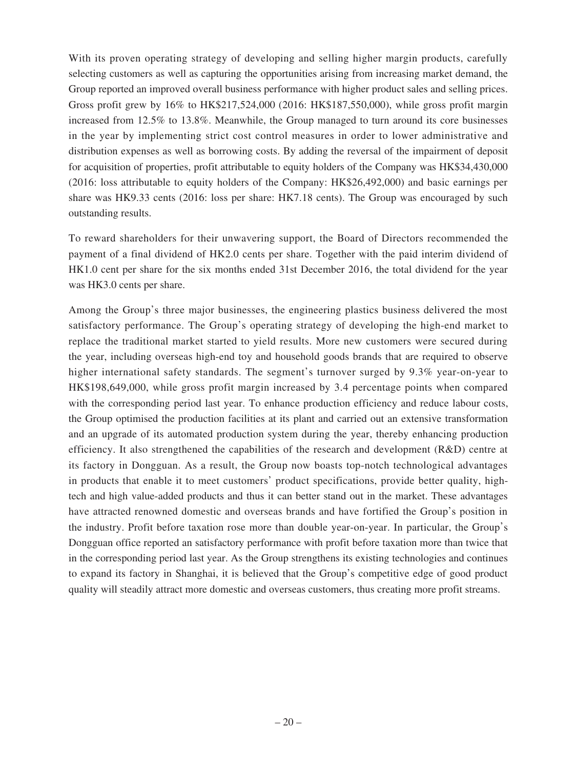With its proven operating strategy of developing and selling higher margin products, carefully selecting customers as well as capturing the opportunities arising from increasing market demand, the Group reported an improved overall business performance with higher product sales and selling prices. Gross profit grew by 16% to HK$217,524,000 (2016: HK$187,550,000), while gross profit margin increased from 12.5% to 13.8%. Meanwhile, the Group managed to turn around its core businesses in the year by implementing strict cost control measures in order to lower administrative and distribution expenses as well as borrowing costs. By adding the reversal of the impairment of deposit for acquisition of properties, profit attributable to equity holders of the Company was HK$34,430,000 (2016: loss attributable to equity holders of the Company: HK$26,492,000) and basic earnings per share was HK9.33 cents (2016: loss per share: HK7.18 cents). The Group was encouraged by such outstanding results.

To reward shareholders for their unwavering support, the Board of Directors recommended the payment of a final dividend of HK2.0 cents per share. Together with the paid interim dividend of HK1.0 cent per share for the six months ended 31st December 2016, the total dividend for the year was HK3.0 cents per share.

Among the Group's three major businesses, the engineering plastics business delivered the most satisfactory performance. The Group's operating strategy of developing the high-end market to replace the traditional market started to yield results. More new customers were secured during the year, including overseas high-end toy and household goods brands that are required to observe higher international safety standards. The segment's turnover surged by 9.3% year-on-year to HK$198,649,000, while gross profit margin increased by 3.4 percentage points when compared with the corresponding period last year. To enhance production efficiency and reduce labour costs, the Group optimised the production facilities at its plant and carried out an extensive transformation and an upgrade of its automated production system during the year, thereby enhancing production efficiency. It also strengthened the capabilities of the research and development (R&D) centre at its factory in Dongguan. As a result, the Group now boasts top-notch technological advantages in products that enable it to meet customers' product specifications, provide better quality, high-tech and high value-added products and thus it can better stand out in the market. These advantages have attracted renowned domestic and overseas brands and have fortified the Group's position in the industry. Profit before taxation rose more than double year-on-year. In particular, the Group's Dongguan office reported an satisfactory performance with profit before taxation more than twice that in the corresponding period last year. As the Group strengthens its existing technologies and continues to expand its factory in Shanghai, it is believed that the Group's competitive edge of good product quality will steadily attract more domestic and overseas customers, thus creating more profit streams.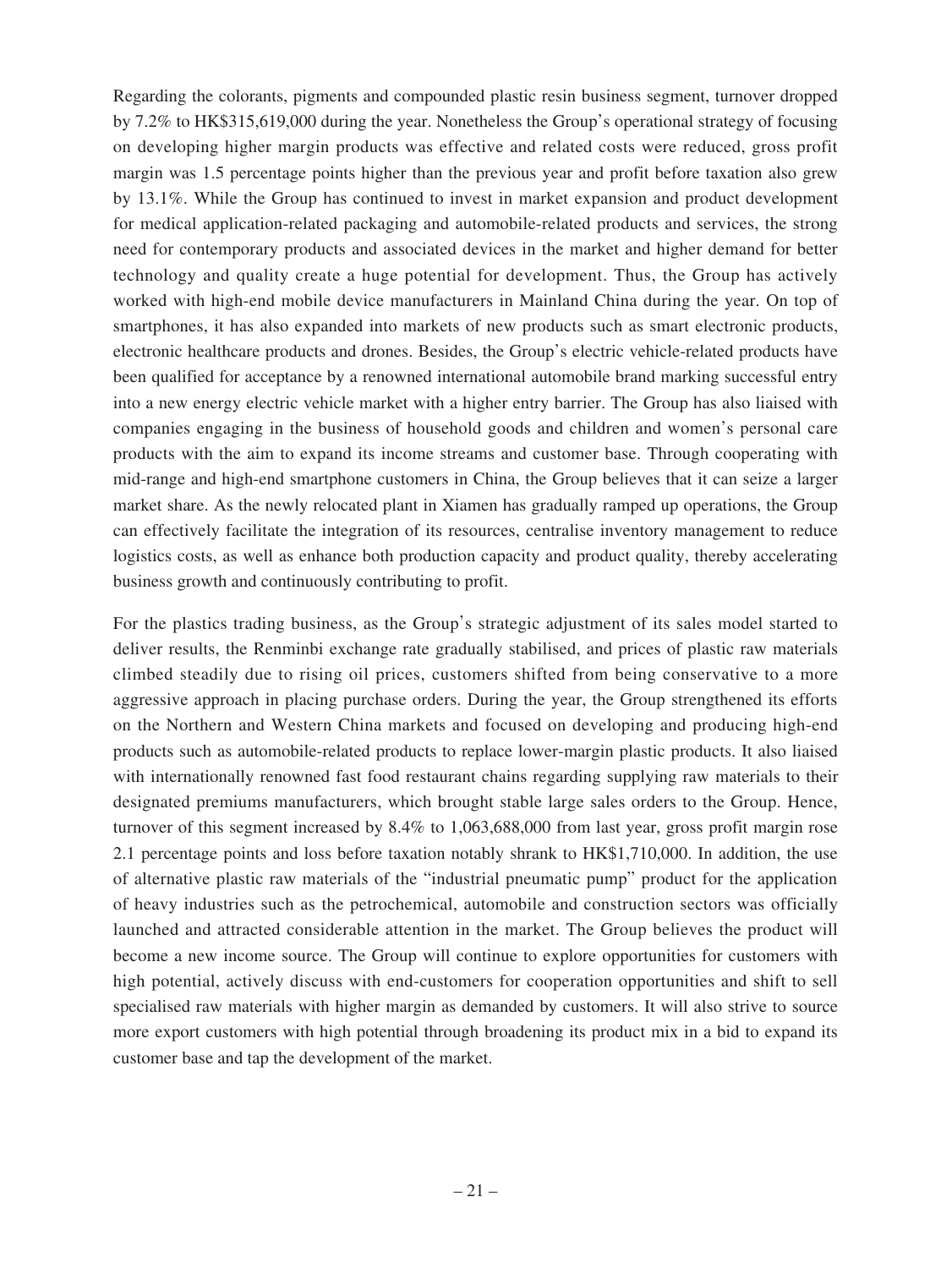Regarding the colorants, pigments and compounded plastic resin business segment, turnover dropped by 7.2% to HK$315,619,000 during the year. Nonetheless the Group's operational strategy of focusing on developing higher margin products was effective and related costs were reduced, gross profit margin was 1.5 percentage points higher than the previous year and profit before taxation also grew by 13.1%. While the Group has continued to invest in market expansion and product development for medical application-related packaging and automobile-related products and services, the strong need for contemporary products and associated devices in the market and higher demand for better technology and quality create a huge potential for development. Thus, the Group has actively worked with high-end mobile device manufacturers in Mainland China during the year. On top of smartphones, it has also expanded into markets of new products such as smart electronic products, electronic healthcare products and drones. Besides, the Group's electric vehicle-related products have been qualified for acceptance by a renowned international automobile brand marking successful entry into a new energy electric vehicle market with a higher entry barrier. The Group has also liaised with companies engaging in the business of household goods and children and women's personal care products with the aim to expand its income streams and customer base. Through cooperating with mid-range and high-end smartphone customers in China, the Group believes that it can seize a larger market share. As the newly relocated plant in Xiamen has gradually ramped up operations, the Group can effectively facilitate the integration of its resources, centralise inventory management to reduce logistics costs, as well as enhance both production capacity and product quality, thereby accelerating business growth and continuously contributing to profit.

For the plastics trading business, as the Group's strategic adjustment of its sales model started to deliver results, the Renminbi exchange rate gradually stabilised, and prices of plastic raw materials climbed steadily due to rising oil prices, customers shifted from being conservative to a more aggressive approach in placing purchase orders. During the year, the Group strengthened its efforts on the Northern and Western China markets and focused on developing and producing high-end products such as automobile-related products to replace lower-margin plastic products. It also liaised with internationally renowned fast food restaurant chains regarding supplying raw materials to their designated premiums manufacturers, which brought stable large sales orders to the Group. Hence, turnover of this segment increased by 8.4% to 1,063,688,000 from last year, gross profit margin rose 2.1 percentage points and loss before taxation notably shrank to HK$1,710,000. In addition, the use of alternative plastic raw materials of the "industrial pneumatic pump" product for the application of heavy industries such as the petrochemical, automobile and construction sectors was officially launched and attracted considerable attention in the market. The Group believes the product will become a new income source. The Group will continue to explore opportunities for customers with high potential, actively discuss with end-customers for cooperation opportunities and shift to sell specialised raw materials with higher margin as demanded by customers. It will also strive to source more export customers with high potential through broadening its product mix in a bid to expand its customer base and tap the development of the market.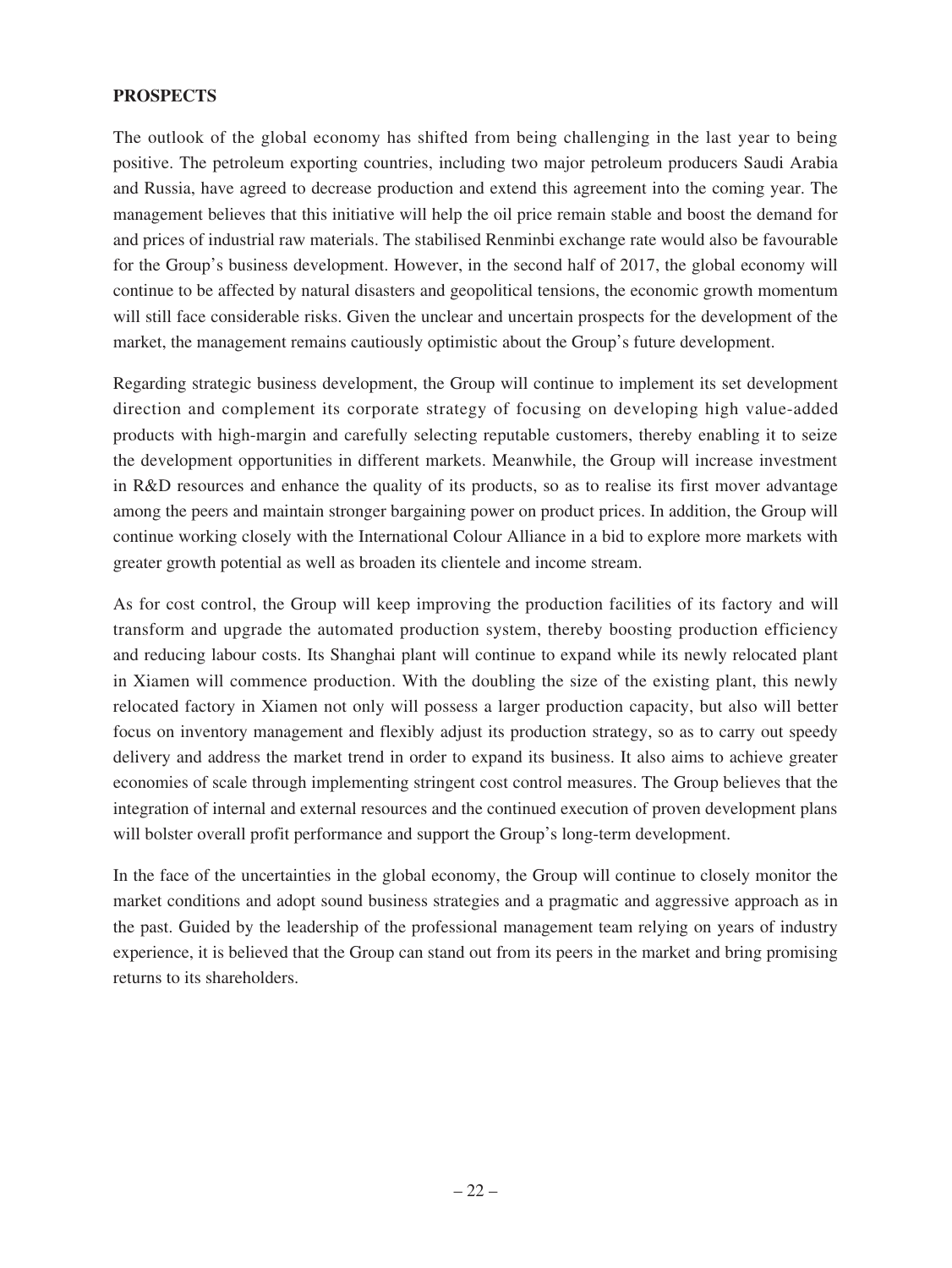**PROSPECTS**

The outlook of the global economy has shifted from being challenging in the last year to being positive. The petroleum exporting countries, including two major petroleum producers Saudi Arabia and Russia, have agreed to decrease production and extend this agreement into the coming year. The management believes that this initiative will help the oil price remain stable and boost the demand for and prices of industrial raw materials. The stabilised Renminbi exchange rate would also be favourable for the Group's business development. However, in the second half of 2017, the global economy will continue to be affected by natural disasters and geopolitical tensions, the economic growth momentum will still face considerable risks. Given the unclear and uncertain prospects for the development of the market, the management remains cautiously optimistic about the Group's future development.

Regarding strategic business development, the Group will continue to implement its set development direction and complement its corporate strategy of focusing on developing high value-added products with high-margin and carefully selecting reputable customers, thereby enabling it to seize the development opportunities in different markets. Meanwhile, the Group will increase investment in R&D resources and enhance the quality of its products, so as to realise its first mover advantage among the peers and maintain stronger bargaining power on product prices. In addition, the Group will continue working closely with the International Colour Alliance in a bid to explore more markets with greater growth potential as well as broaden its clientele and income stream.

As for cost control, the Group will keep improving the production facilities of its factory and will transform and upgrade the automated production system, thereby boosting production efficiency and reducing labour costs. Its Shanghai plant will continue to expand while its newly relocated plant in Xiamen will commence production. With the doubling the size of the existing plant, this newly relocated factory in Xiamen not only will possess a larger production capacity, but also will better focus on inventory management and flexibly adjust its production strategy, so as to carry out speedy delivery and address the market trend in order to expand its business. It also aims to achieve greater economies of scale through implementing stringent cost control measures. The Group believes that the integration of internal and external resources and the continued execution of proven development plans will bolster overall profit performance and support the Group's long-term development.

In the face of the uncertainties in the global economy, the Group will continue to closely monitor the market conditions and adopt sound business strategies and a pragmatic and aggressive approach as in the past. Guided by the leadership of the professional management team relying on years of industry experience, it is believed that the Group can stand out from its peers in the market and bring promising returns to its shareholders.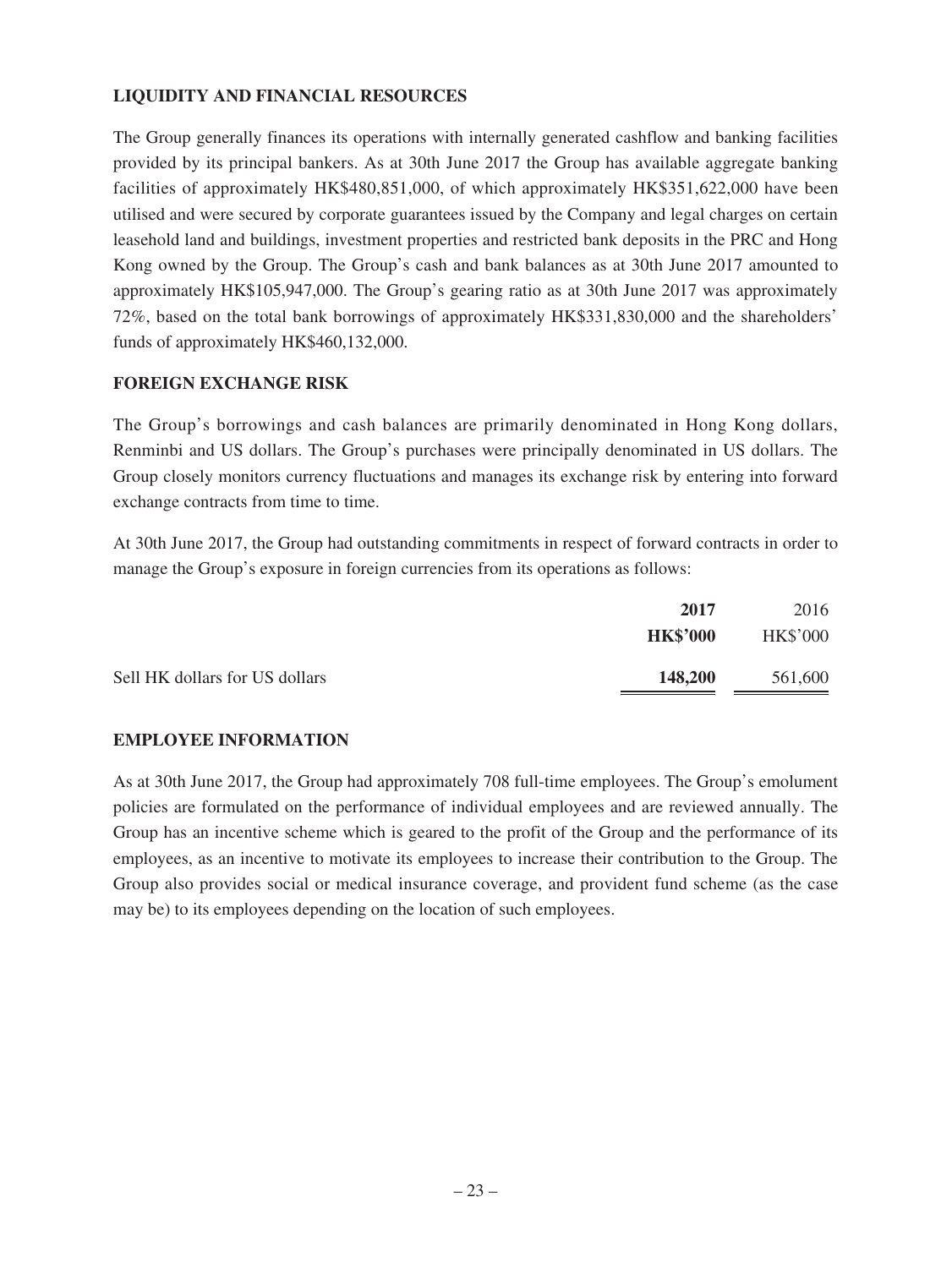## LIQUIDITY AND FINANCIAL RESOURCES

The Group generally finances its operations with internally generated cashflow and banking facilities provided by its principal bankers. As at 30th June 2017 the Group has available aggregate banking facilities of approximately HK$480,851,000, of which approximately HK$351,622,000 have been utilised and were secured by corporate guarantees issued by the Company and legal charges on certain leasehold land and buildings, investment properties and restricted bank deposits in the PRC and Hong Kong owned by the Group. The Group's cash and bank balances as at 30th June 2017 amounted to approximately HK$105,947,000. The Group's gearing ratio as at 30th June 2017 was approximately 72%, based on the total bank borrowings of approximately HK$331,830,000 and the shareholders' funds of approximately HK$460,132,000.

## FOREIGN EXCHANGE RISK

The Group's borrowings and cash balances are primarily denominated in Hong Kong dollars, Renminbi and US dollars. The Group's purchases were principally denominated in US dollars. The Group closely monitors currency fluctuations and manages its exchange risk by entering into forward exchange contracts from time to time.

At 30th June 2017, the Group had outstanding commitments in respect of forward contracts in order to manage the Group's exposure in foreign currencies from its operations as follows:

| | **2017** | 2016 |
|---|---|---|
| | **HK$'000** | HK$'000 |
| Sell HK dollars for US dollars | **148,200** | 561,600 |

## EMPLOYEE INFORMATION

As at 30th June 2017, the Group had approximately 708 full-time employees. The Group's emolument policies are formulated on the performance of individual employees and are reviewed annually. The Group has an incentive scheme which is geared to the profit of the Group and the performance of its employees, as an incentive to motivate its employees to increase their contribution to the Group. The Group also provides social or medical insurance coverage, and provident fund scheme (as the case may be) to its employees depending on the location of such employees.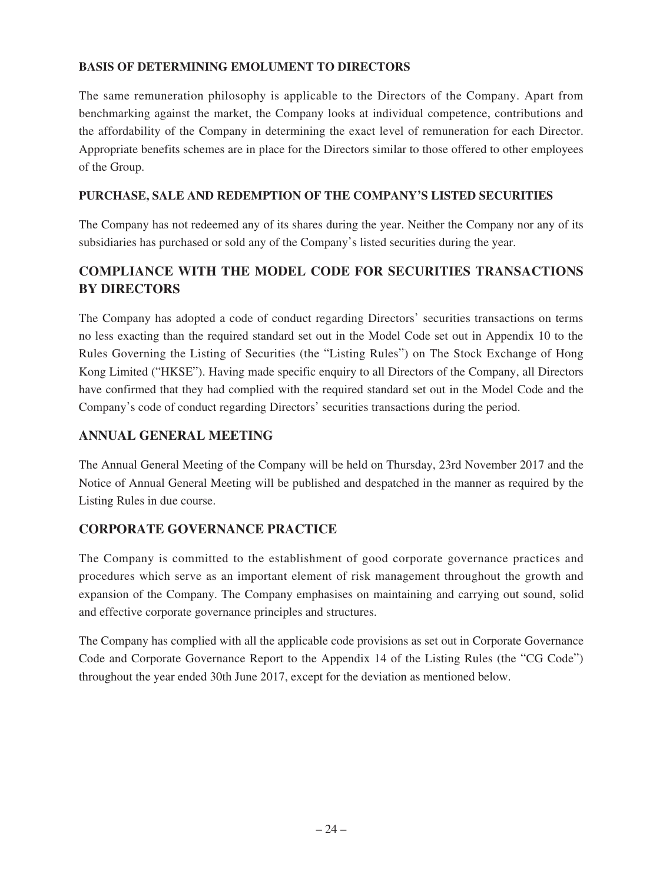**BASIS OF DETERMINING EMOLUMENT TO DIRECTORS**

The same remuneration philosophy is applicable to the Directors of the Company. Apart from benchmarking against the market, the Company looks at individual competence, contributions and the affordability of the Company in determining the exact level of remuneration for each Director. Appropriate benefits schemes are in place for the Directors similar to those offered to other employees of the Group.

**PURCHASE, SALE AND REDEMPTION OF THE COMPANY'S LISTED SECURITIES**

The Company has not redeemed any of its shares during the year. Neither the Company nor any of its subsidiaries has purchased or sold any of the Company's listed securities during the year.

## COMPLIANCE WITH THE MODEL CODE FOR SECURITIES TRANSACTIONS BY DIRECTORS

The Company has adopted a code of conduct regarding Directors' securities transactions on terms no less exacting than the required standard set out in the Model Code set out in Appendix 10 to the Rules Governing the Listing of Securities (the "Listing Rules") on The Stock Exchange of Hong Kong Limited ("HKSE"). Having made specific enquiry to all Directors of the Company, all Directors have confirmed that they had complied with the required standard set out in the Model Code and the Company's code of conduct regarding Directors' securities transactions during the period.

## ANNUAL GENERAL MEETING

The Annual General Meeting of the Company will be held on Thursday, 23rd November 2017 and the Notice of Annual General Meeting will be published and despatched in the manner as required by the Listing Rules in due course.

## CORPORATE GOVERNANCE PRACTICE

The Company is committed to the establishment of good corporate governance practices and procedures which serve as an important element of risk management throughout the growth and expansion of the Company. The Company emphasises on maintaining and carrying out sound, solid and effective corporate governance principles and structures.

The Company has complied with all the applicable code provisions as set out in Corporate Governance Code and Corporate Governance Report to the Appendix 14 of the Listing Rules (the "CG Code") throughout the year ended 30th June 2017, except for the deviation as mentioned below.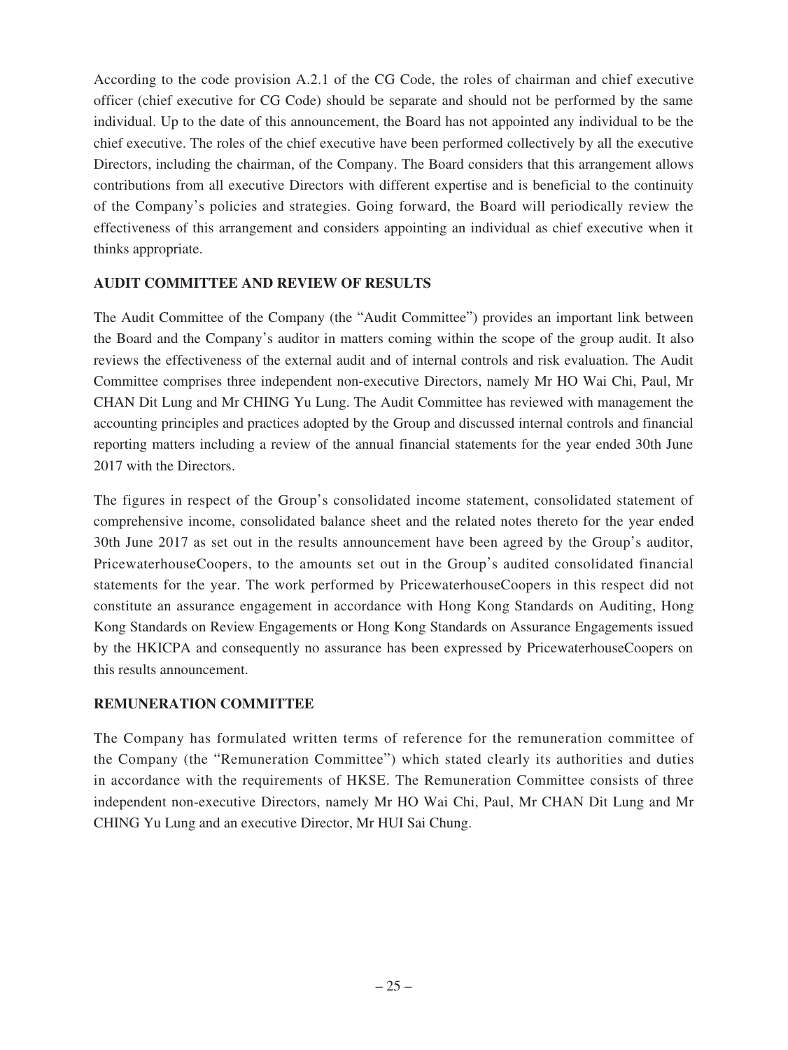According to the code provision A.2.1 of the CG Code, the roles of chairman and chief executive officer (chief executive for CG Code) should be separate and should not be performed by the same individual. Up to the date of this announcement, the Board has not appointed any individual to be the chief executive. The roles of the chief executive have been performed collectively by all the executive Directors, including the chairman, of the Company. The Board considers that this arrangement allows contributions from all executive Directors with different expertise and is beneficial to the continuity of the Company's policies and strategies. Going forward, the Board will periodically review the effectiveness of this arrangement and considers appointing an individual as chief executive when it thinks appropriate.

## AUDIT COMMITTEE AND REVIEW OF RESULTS

The Audit Committee of the Company (the "Audit Committee") provides an important link between the Board and the Company's auditor in matters coming within the scope of the group audit. It also reviews the effectiveness of the external audit and of internal controls and risk evaluation. The Audit Committee comprises three independent non-executive Directors, namely Mr HO Wai Chi, Paul, Mr CHAN Dit Lung and Mr CHING Yu Lung. The Audit Committee has reviewed with management the accounting principles and practices adopted by the Group and discussed internal controls and financial reporting matters including a review of the annual financial statements for the year ended 30th June 2017 with the Directors.

The figures in respect of the Group's consolidated income statement, consolidated statement of comprehensive income, consolidated balance sheet and the related notes thereto for the year ended 30th June 2017 as set out in the results announcement have been agreed by the Group's auditor, PricewaterhouseCoopers, to the amounts set out in the Group's audited consolidated financial statements for the year. The work performed by PricewaterhouseCoopers in this respect did not constitute an assurance engagement in accordance with Hong Kong Standards on Auditing, Hong Kong Standards on Review Engagements or Hong Kong Standards on Assurance Engagements issued by the HKICPA and consequently no assurance has been expressed by PricewaterhouseCoopers on this results announcement.

## REMUNERATION COMMITTEE

The Company has formulated written terms of reference for the remuneration committee of the Company (the "Remuneration Committee") which stated clearly its authorities and duties in accordance with the requirements of HKSE. The Remuneration Committee consists of three independent non-executive Directors, namely Mr HO Wai Chi, Paul, Mr CHAN Dit Lung and Mr CHING Yu Lung and an executive Director, Mr HUI Sai Chung.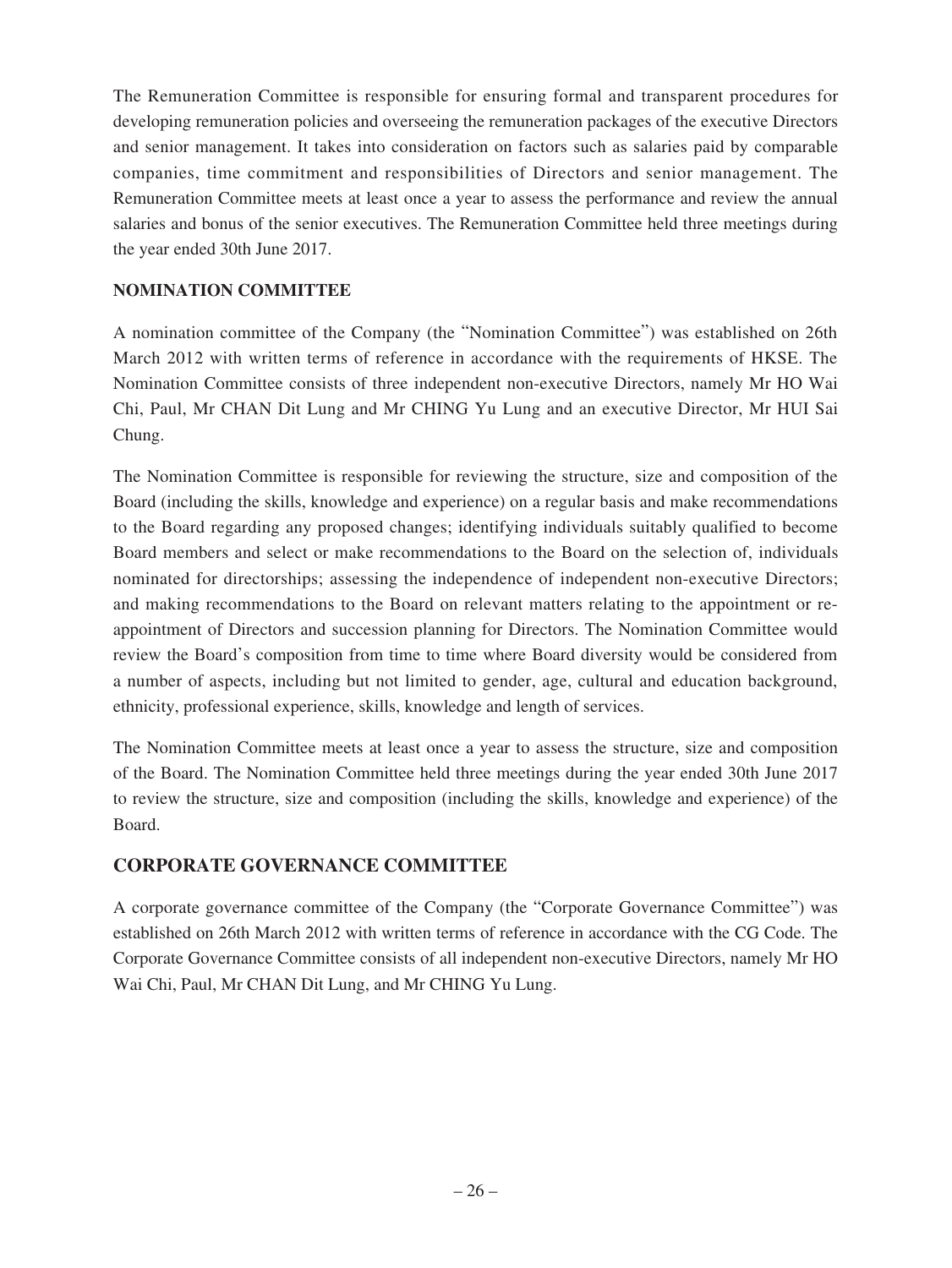The Remuneration Committee is responsible for ensuring formal and transparent procedures for developing remuneration policies and overseeing the remuneration packages of the executive Directors and senior management. It takes into consideration on factors such as salaries paid by comparable companies, time commitment and responsibilities of Directors and senior management. The Remuneration Committee meets at least once a year to assess the performance and review the annual salaries and bonus of the senior executives. The Remuneration Committee held three meetings during the year ended 30th June 2017.

**NOMINATION COMMITTEE**

A nomination committee of the Company (the "Nomination Committee") was established on 26th March 2012 with written terms of reference in accordance with the requirements of HKSE. The Nomination Committee consists of three independent non-executive Directors, namely Mr HO Wai Chi, Paul, Mr CHAN Dit Lung and Mr CHING Yu Lung and an executive Director, Mr HUI Sai Chung.

The Nomination Committee is responsible for reviewing the structure, size and composition of the Board (including the skills, knowledge and experience) on a regular basis and make recommendations to the Board regarding any proposed changes; identifying individuals suitably qualified to become Board members and select or make recommendations to the Board on the selection of, individuals nominated for directorships; assessing the independence of independent non-executive Directors; and making recommendations to the Board on relevant matters relating to the appointment or re-appointment of Directors and succession planning for Directors. The Nomination Committee would review the Board's composition from time to time where Board diversity would be considered from a number of aspects, including but not limited to gender, age, cultural and education background, ethnicity, professional experience, skills, knowledge and length of services.

The Nomination Committee meets at least once a year to assess the structure, size and composition of the Board. The Nomination Committee held three meetings during the year ended 30th June 2017 to review the structure, size and composition (including the skills, knowledge and experience) of the Board.

## CORPORATE GOVERNANCE COMMITTEE

A corporate governance committee of the Company (the "Corporate Governance Committee") was established on 26th March 2012 with written terms of reference in accordance with the CG Code. The Corporate Governance Committee consists of all independent non-executive Directors, namely Mr HO Wai Chi, Paul, Mr CHAN Dit Lung, and Mr CHING Yu Lung.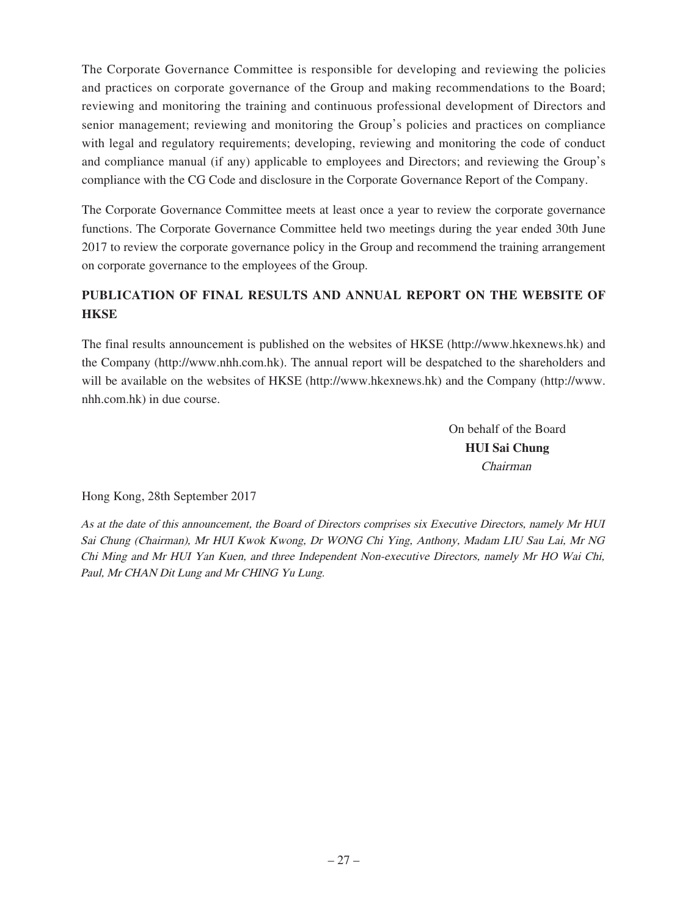The Corporate Governance Committee is responsible for developing and reviewing the policies and practices on corporate governance of the Group and making recommendations to the Board; reviewing and monitoring the training and continuous professional development of Directors and senior management; reviewing and monitoring the Group's policies and practices on compliance with legal and regulatory requirements; developing, reviewing and monitoring the code of conduct and compliance manual (if any) applicable to employees and Directors; and reviewing the Group's compliance with the CG Code and disclosure in the Corporate Governance Report of the Company.

The Corporate Governance Committee meets at least once a year to review the corporate governance functions. The Corporate Governance Committee held two meetings during the year ended 30th June 2017 to review the corporate governance policy in the Group and recommend the training arrangement on corporate governance to the employees of the Group.

## PUBLICATION OF FINAL RESULTS AND ANNUAL REPORT ON THE WEBSITE OF HKSE

The final results announcement is published on the websites of HKSE (http://www.hkexnews.hk) and the Company (http://www.nhh.com.hk). The annual report will be despatched to the shareholders and will be available on the websites of HKSE (http://www.hkexnews.hk) and the Company (http://www.nhh.com.hk) in due course.

On behalf of the Board
**HUI Sai Chung**
*Chairman*

Hong Kong, 28th September 2017

*As at the date of this announcement, the Board of Directors comprises six Executive Directors, namely Mr HUI Sai Chung (Chairman), Mr HUI Kwok Kwong, Dr WONG Chi Ying, Anthony, Madam LIU Sau Lai, Mr NG Chi Ming and Mr HUI Yan Kuen, and three Independent Non-executive Directors, namely Mr HO Wai Chi, Paul, Mr CHAN Dit Lung and Mr CHING Yu Lung.*